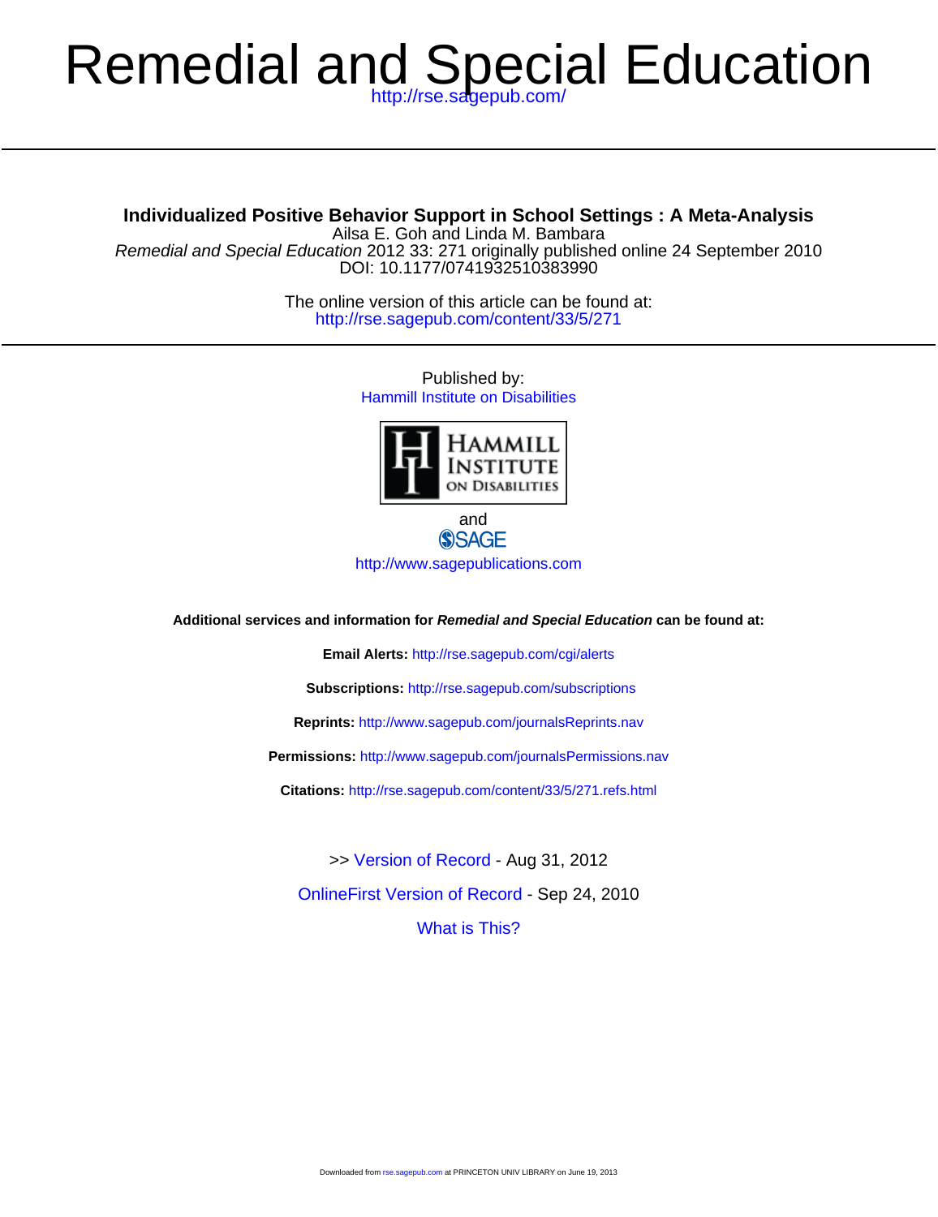# Remedial and Special Education

http://rse.sagepub.com/

## Individualized Positive Behavior Support in School Settings : A Meta-Analysis

Ailsa E. Goh and Linda M. Bambara

*Remedial and Special Education* 2012 33: 271 originally published online 24 September 2010

DOI: 10.1177/0741932510383990

The online version of this article can be found at:
http://rse.sagepub.com/content/33/5/271

Published by:
Hammill Institute on Disabilities

and

SAGE

http://www.sagepublications.com

**Additional services and information for *Remedial and Special Education* can be found at:**

**Email Alerts:** http://rse.sagepub.com/cgi/alerts

**Subscriptions:** http://rse.sagepub.com/subscriptions

**Reprints:** http://www.sagepub.com/journalsReprints.nav

**Permissions:** http://www.sagepub.com/journalsPermissions.nav

**Citations:** http://rse.sagepub.com/content/33/5/271.refs.html

>> Version of Record - Aug 31, 2012

OnlineFirst Version of Record - Sep 24, 2010

What is This?

Downloaded from rse.sagepub.com at PRINCETON UNIV LIBRARY on June 19, 2013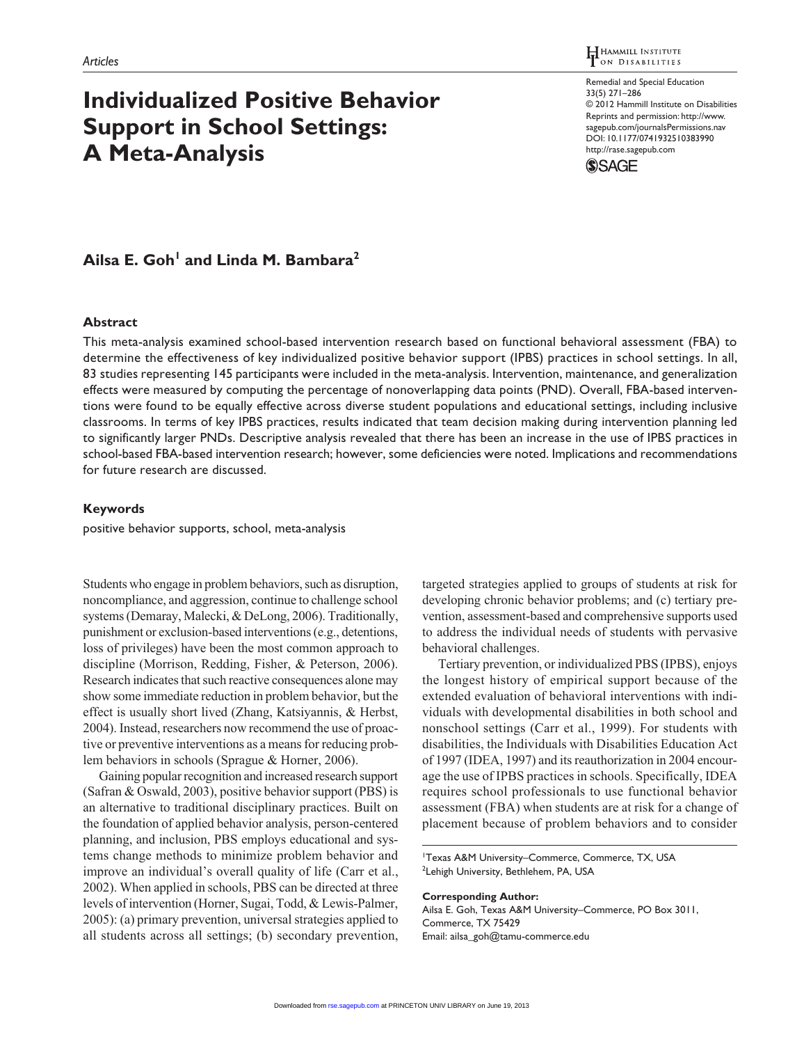# Individualized Positive Behavior Support in School Settings: A Meta-Analysis

**Ailsa E. Goh[1] and Linda M. Bambara[2]**

## Abstract

This meta-analysis examined school-based intervention research based on functional behavioral assessment (FBA) to determine the effectiveness of key individualized positive behavior support (IPBS) practices in school settings. In all, 83 studies representing 145 participants were included in the meta-analysis. Intervention, maintenance, and generalization effects were measured by computing the percentage of nonoverlapping data points (PND). Overall, FBA-based interventions were found to be equally effective across diverse student populations and educational settings, including inclusive classrooms. In terms of key IPBS practices, results indicated that team decision making during intervention planning led to significantly larger PNDs. Descriptive analysis revealed that there has been an increase in the use of IPBS practices in school-based FBA-based intervention research; however, some deficiencies were noted. Implications and recommendations for future research are discussed.

## Keywords

positive behavior supports, school, meta-analysis

Students who engage in problem behaviors, such as disruption, noncompliance, and aggression, continue to challenge school systems (Demaray, Malecki, & DeLong, 2006). Traditionally, punishment or exclusion-based interventions (e.g., detentions, loss of privileges) have been the most common approach to discipline (Morrison, Redding, Fisher, & Peterson, 2006). Research indicates that such reactive consequences alone may show some immediate reduction in problem behavior, but the effect is usually short lived (Zhang, Katsiyannis, & Herbst, 2004). Instead, researchers now recommend the use of proactive or preventive interventions as a means for reducing problem behaviors in schools (Sprague & Horner, 2006).

Gaining popular recognition and increased research support (Safran & Oswald, 2003), positive behavior support (PBS) is an alternative to traditional disciplinary practices. Built on the foundation of applied behavior analysis, person-centered planning, and inclusion, PBS employs educational and systems change methods to minimize problem behavior and improve an individual's overall quality of life (Carr et al., 2002). When applied in schools, PBS can be directed at three levels of intervention (Horner, Sugai, Todd, & Lewis-Palmer, 2005): (a) primary prevention, universal strategies applied to all students across all settings; (b) secondary prevention, targeted strategies applied to groups of students at risk for developing chronic behavior problems; and (c) tertiary prevention, assessment-based and comprehensive supports used to address the individual needs of students with pervasive behavioral challenges.

Tertiary prevention, or individualized PBS (IPBS), enjoys the longest history of empirical support because of the extended evaluation of behavioral interventions with individuals with developmental disabilities in both school and nonschool settings (Carr et al., 1999). For students with disabilities, the Individuals with Disabilities Education Act of 1997 (IDEA, 1997) and its reauthorization in 2004 encourage the use of IPBS practices in schools. Specifically, IDEA requires school professionals to use functional behavior assessment (FBA) when students are at risk for a change of placement because of problem behaviors and to consider

[1]Texas A&M University–Commerce, Commerce, TX, USA
[2]Lehigh University, Bethlehem, PA, USA

**Corresponding Author:**
Ailsa E. Goh, Texas A&M University–Commerce, PO Box 3011, Commerce, TX 75429
Email: ailsa_goh@tamu-commerce.edu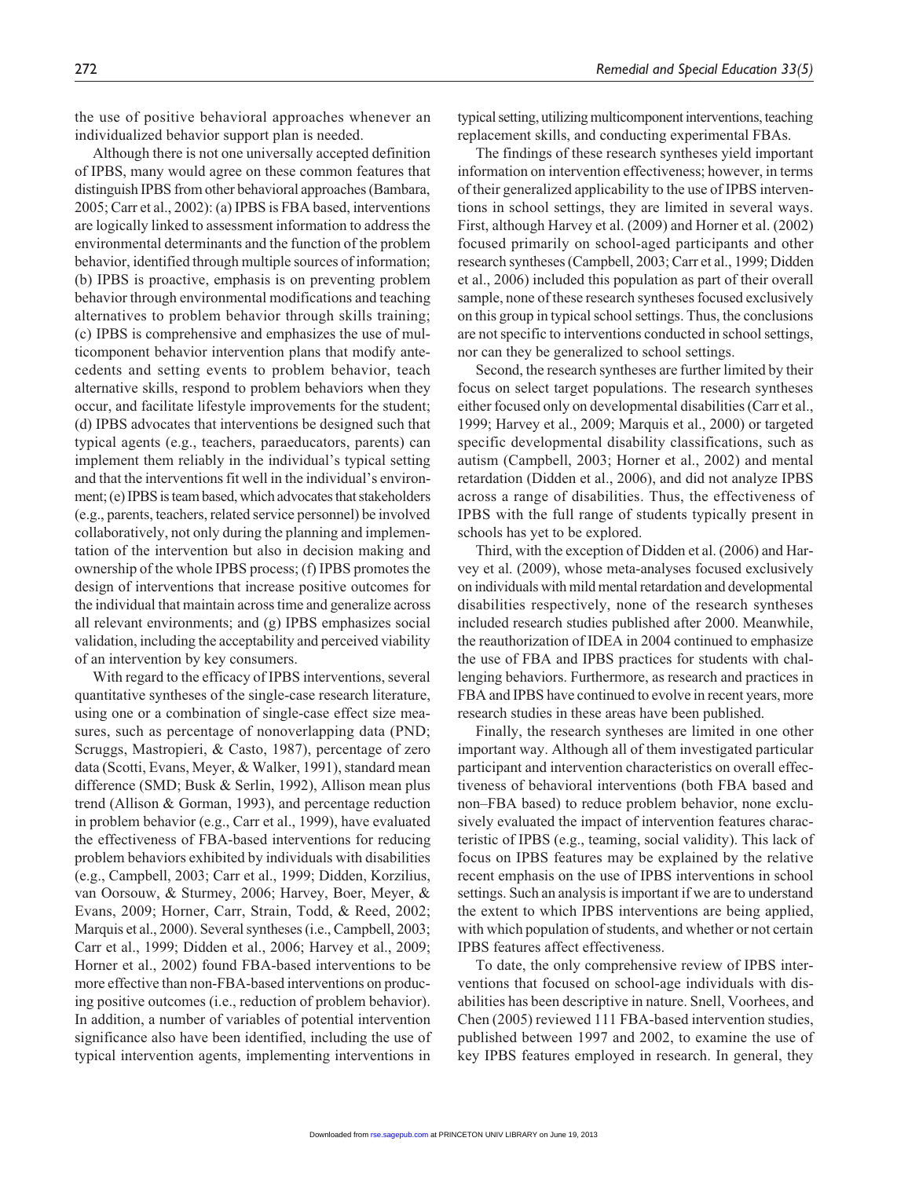the use of positive behavioral approaches whenever an individualized behavior support plan is needed.

Although there is not one universally accepted definition of IPBS, many would agree on these common features that distinguish IPBS from other behavioral approaches (Bambara, 2005; Carr et al., 2002): (a) IPBS is FBA based, interventions are logically linked to assessment information to address the environmental determinants and the function of the problem behavior, identified through multiple sources of information; (b) IPBS is proactive, emphasis is on preventing problem behavior through environmental modifications and teaching alternatives to problem behavior through skills training; (c) IPBS is comprehensive and emphasizes the use of multicomponent behavior intervention plans that modify antecedents and setting events to problem behavior, teach alternative skills, respond to problem behaviors when they occur, and facilitate lifestyle improvements for the student; (d) IPBS advocates that interventions be designed such that typical agents (e.g., teachers, paraeducators, parents) can implement them reliably in the individual's typical setting and that the interventions fit well in the individual's environment; (e) IPBS is team based, which advocates that stakeholders (e.g., parents, teachers, related service personnel) be involved collaboratively, not only during the planning and implementation of the intervention but also in decision making and ownership of the whole IPBS process; (f) IPBS promotes the design of interventions that increase positive outcomes for the individual that maintain across time and generalize across all relevant environments; and (g) IPBS emphasizes social validation, including the acceptability and perceived viability of an intervention by key consumers.

With regard to the efficacy of IPBS interventions, several quantitative syntheses of the single-case research literature, using one or a combination of single-case effect size measures, such as percentage of nonoverlapping data (PND; Scruggs, Mastropieri, & Casto, 1987), percentage of zero data (Scotti, Evans, Meyer, & Walker, 1991), standard mean difference (SMD; Busk & Serlin, 1992), Allison mean plus trend (Allison & Gorman, 1993), and percentage reduction in problem behavior (e.g., Carr et al., 1999), have evaluated the effectiveness of FBA-based interventions for reducing problem behaviors exhibited by individuals with disabilities (e.g., Campbell, 2003; Carr et al., 1999; Didden, Korzilius, van Oorsouw, & Sturmey, 2006; Harvey, Boer, Meyer, & Evans, 2009; Horner, Carr, Strain, Todd, & Reed, 2002; Marquis et al., 2000). Several syntheses (i.e., Campbell, 2003; Carr et al., 1999; Didden et al., 2006; Harvey et al., 2009; Horner et al., 2002) found FBA-based interventions to be more effective than non-FBA-based interventions on producing positive outcomes (i.e., reduction of problem behavior). In addition, a number of variables of potential intervention significance also have been identified, including the use of typical intervention agents, implementing interventions in typical setting, utilizing multicomponent interventions, teaching replacement skills, and conducting experimental FBAs.

The findings of these research syntheses yield important information on intervention effectiveness; however, in terms of their generalized applicability to the use of IPBS interventions in school settings, they are limited in several ways. First, although Harvey et al. (2009) and Horner et al. (2002) focused primarily on school-aged participants and other research syntheses (Campbell, 2003; Carr et al., 1999; Didden et al., 2006) included this population as part of their overall sample, none of these research syntheses focused exclusively on this group in typical school settings. Thus, the conclusions are not specific to interventions conducted in school settings, nor can they be generalized to school settings.

Second, the research syntheses are further limited by their focus on select target populations. The research syntheses either focused only on developmental disabilities (Carr et al., 1999; Harvey et al., 2009; Marquis et al., 2000) or targeted specific developmental disability classifications, such as autism (Campbell, 2003; Horner et al., 2002) and mental retardation (Didden et al., 2006), and did not analyze IPBS across a range of disabilities. Thus, the effectiveness of IPBS with the full range of students typically present in schools has yet to be explored.

Third, with the exception of Didden et al. (2006) and Harvey et al. (2009), whose meta-analyses focused exclusively on individuals with mild mental retardation and developmental disabilities respectively, none of the research syntheses included research studies published after 2000. Meanwhile, the reauthorization of IDEA in 2004 continued to emphasize the use of FBA and IPBS practices for students with challenging behaviors. Furthermore, as research and practices in FBA and IPBS have continued to evolve in recent years, more research studies in these areas have been published.

Finally, the research syntheses are limited in one other important way. Although all of them investigated particular participant and intervention characteristics on overall effectiveness of behavioral interventions (both FBA based and non–FBA based) to reduce problem behavior, none exclusively evaluated the impact of intervention features characteristic of IPBS (e.g., teaming, social validity). This lack of focus on IPBS features may be explained by the relative recent emphasis on the use of IPBS interventions in school settings. Such an analysis is important if we are to understand the extent to which IPBS interventions are being applied, with which population of students, and whether or not certain IPBS features affect effectiveness.

To date, the only comprehensive review of IPBS interventions that focused on school-age individuals with disabilities has been descriptive in nature. Snell, Voorhees, and Chen (2005) reviewed 111 FBA-based intervention studies, published between 1997 and 2002, to examine the use of key IPBS features employed in research. In general, they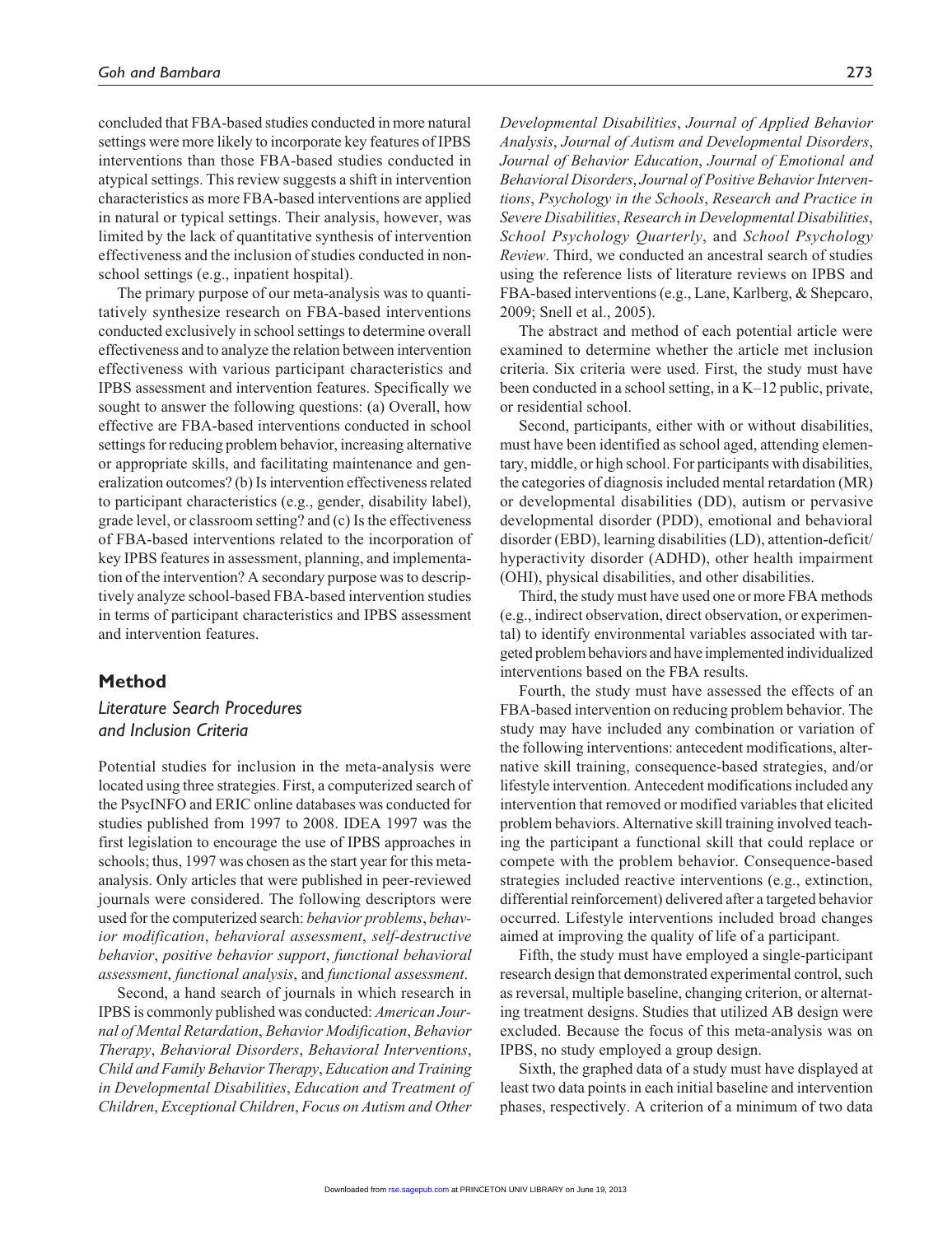concluded that FBA-based studies conducted in more natural settings were more likely to incorporate key features of IPBS interventions than those FBA-based studies conducted in atypical settings. This review suggests a shift in intervention characteristics as more FBA-based interventions are applied in natural or typical settings. Their analysis, however, was limited by the lack of quantitative synthesis of intervention effectiveness and the inclusion of studies conducted in non-school settings (e.g., inpatient hospital).

The primary purpose of our meta-analysis was to quantitatively synthesize research on FBA-based interventions conducted exclusively in school settings to determine overall effectiveness and to analyze the relation between intervention effectiveness with various participant characteristics and IPBS assessment and intervention features. Specifically we sought to answer the following questions: (a) Overall, how effective are FBA-based interventions conducted in school settings for reducing problem behavior, increasing alternative or appropriate skills, and facilitating maintenance and generalization outcomes? (b) Is intervention effectiveness related to participant characteristics (e.g., gender, disability label), grade level, or classroom setting? and (c) Is the effectiveness of FBA-based interventions related to the incorporation of key IPBS features in assessment, planning, and implementation of the intervention? A secondary purpose was to descriptively analyze school-based FBA-based intervention studies in terms of participant characteristics and IPBS assessment and intervention features.

## Method

### Literature Search Procedures and Inclusion Criteria

Potential studies for inclusion in the meta-analysis were located using three strategies. First, a computerized search of the PsycINFO and ERIC online databases was conducted for studies published from 1997 to 2008. IDEA 1997 was the first legislation to encourage the use of IPBS approaches in schools; thus, 1997 was chosen as the start year for this meta-analysis. Only articles that were published in peer-reviewed journals were considered. The following descriptors were used for the computerized search: *behavior problems*, *behavior modification*, *behavioral assessment*, *self-destructive behavior*, *positive behavior support*, *functional behavioral assessment*, *functional analysis*, and *functional assessment*.

Second, a hand search of journals in which research in IPBS is commonly published was conducted: *American Journal of Mental Retardation*, *Behavior Modification*, *Behavior Therapy*, *Behavioral Disorders*, *Behavioral Interventions*, *Child and Family Behavior Therapy*, *Education and Training in Developmental Disabilities*, *Education and Treatment of Children*, *Exceptional Children*, *Focus on Autism and Other Developmental Disabilities*, *Journal of Applied Behavior Analysis*, *Journal of Autism and Developmental Disorders*, *Journal of Behavior Education*, *Journal of Emotional and Behavioral Disorders*, *Journal of Positive Behavior Interventions*, *Psychology in the Schools*, *Research and Practice in Severe Disabilities*, *Research in Developmental Disabilities*, *School Psychology Quarterly*, and *School Psychology Review*. Third, we conducted an ancestral search of studies using the reference lists of literature reviews on IPBS and FBA-based interventions (e.g., Lane, Karlberg, & Shepcaro, 2009; Snell et al., 2005).

The abstract and method of each potential article were examined to determine whether the article met inclusion criteria. Six criteria were used. First, the study must have been conducted in a school setting, in a K–12 public, private, or residential school.

Second, participants, either with or without disabilities, must have been identified as school aged, attending elementary, middle, or high school. For participants with disabilities, the categories of diagnosis included mental retardation (MR) or developmental disabilities (DD), autism or pervasive developmental disorder (PDD), emotional and behavioral disorder (EBD), learning disabilities (LD), attention-deficit/hyperactivity disorder (ADHD), other health impairment (OHI), physical disabilities, and other disabilities.

Third, the study must have used one or more FBA methods (e.g., indirect observation, direct observation, or experimental) to identify environmental variables associated with targeted problem behaviors and have implemented individualized interventions based on the FBA results.

Fourth, the study must have assessed the effects of an FBA-based intervention on reducing problem behavior. The study may have included any combination or variation of the following interventions: antecedent modifications, alternative skill training, consequence-based strategies, and/or lifestyle intervention. Antecedent modifications included any intervention that removed or modified variables that elicited problem behaviors. Alternative skill training involved teaching the participant a functional skill that could replace or compete with the problem behavior. Consequence-based strategies included reactive interventions (e.g., extinction, differential reinforcement) delivered after a targeted behavior occurred. Lifestyle interventions included broad changes aimed at improving the quality of life of a participant.

Fifth, the study must have employed a single-participant research design that demonstrated experimental control, such as reversal, multiple baseline, changing criterion, or alternating treatment designs. Studies that utilized AB design were excluded. Because the focus of this meta-analysis was on IPBS, no study employed a group design.

Sixth, the graphed data of a study must have displayed at least two data points in each initial baseline and intervention phases, respectively. A criterion of a minimum of two data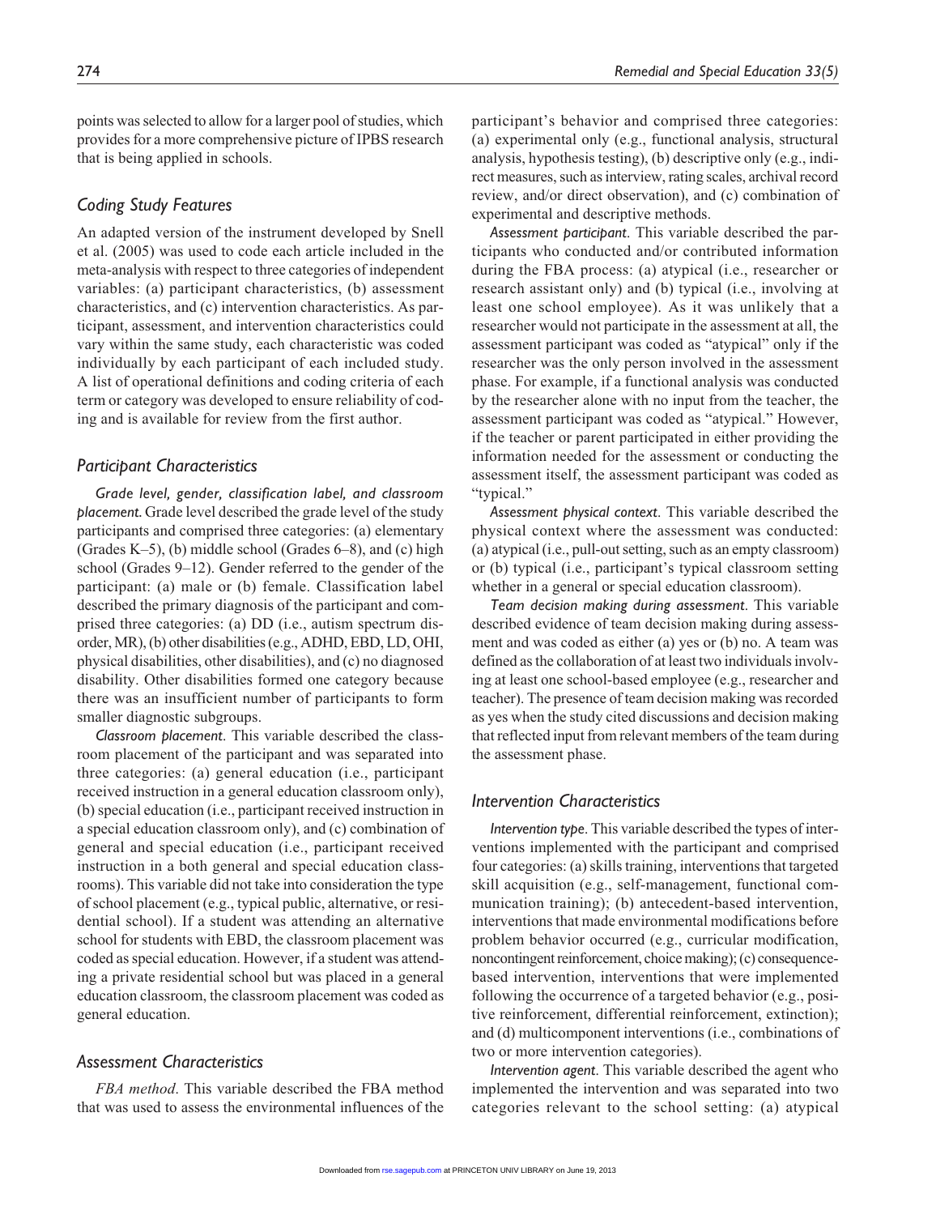points was selected to allow for a larger pool of studies, which provides for a more comprehensive picture of IPBS research that is being applied in schools.

## Coding Study Features

An adapted version of the instrument developed by Snell et al. (2005) was used to code each article included in the meta-analysis with respect to three categories of independent variables: (a) participant characteristics, (b) assessment characteristics, and (c) intervention characteristics. As participant, assessment, and intervention characteristics could vary within the same study, each characteristic was coded individually by each participant of each included study. A list of operational definitions and coding criteria of each term or category was developed to ensure reliability of coding and is available for review from the first author.

## Participant Characteristics

*Grade level, gender, classification label, and classroom placement.* Grade level described the grade level of the study participants and comprised three categories: (a) elementary (Grades K–5), (b) middle school (Grades 6–8), and (c) high school (Grades 9–12). Gender referred to the gender of the participant: (a) male or (b) female. Classification label described the primary diagnosis of the participant and comprised three categories: (a) DD (i.e., autism spectrum disorder, MR), (b) other disabilities (e.g., ADHD, EBD, LD, OHI, physical disabilities, other disabilities), and (c) no diagnosed disability. Other disabilities formed one category because there was an insufficient number of participants to form smaller diagnostic subgroups.

*Classroom placement*. This variable described the classroom placement of the participant and was separated into three categories: (a) general education (i.e., participant received instruction in a general education classroom only), (b) special education (i.e., participant received instruction in a special education classroom only), and (c) combination of general and special education (i.e., participant received instruction in a both general and special education classrooms). This variable did not take into consideration the type of school placement (e.g., typical public, alternative, or residential school). If a student was attending an alternative school for students with EBD, the classroom placement was coded as special education. However, if a student was attending a private residential school but was placed in a general education classroom, the classroom placement was coded as general education.

## Assessment Characteristics

*FBA method*. This variable described the FBA method that was used to assess the environmental influences of the participant's behavior and comprised three categories: (a) experimental only (e.g., functional analysis, structural analysis, hypothesis testing), (b) descriptive only (e.g., indirect measures, such as interview, rating scales, archival record review, and/or direct observation), and (c) combination of experimental and descriptive methods.

*Assessment participant*. This variable described the participants who conducted and/or contributed information during the FBA process: (a) atypical (i.e., researcher or research assistant only) and (b) typical (i.e., involving at least one school employee). As it was unlikely that a researcher would not participate in the assessment at all, the assessment participant was coded as "atypical" only if the researcher was the only person involved in the assessment phase. For example, if a functional analysis was conducted by the researcher alone with no input from the teacher, the assessment participant was coded as "atypical." However, if the teacher or parent participated in either providing the information needed for the assessment or conducting the assessment itself, the assessment participant was coded as "typical."

*Assessment physical context*. This variable described the physical context where the assessment was conducted: (a) atypical (i.e., pull-out setting, such as an empty classroom) or (b) typical (i.e., participant's typical classroom setting whether in a general or special education classroom).

*Team decision making during assessment*. This variable described evidence of team decision making during assessment and was coded as either (a) yes or (b) no. A team was defined as the collaboration of at least two individuals involving at least one school-based employee (e.g., researcher and teacher). The presence of team decision making was recorded as yes when the study cited discussions and decision making that reflected input from relevant members of the team during the assessment phase.

## Intervention Characteristics

*Intervention type*. This variable described the types of interventions implemented with the participant and comprised four categories: (a) skills training, interventions that targeted skill acquisition (e.g., self-management, functional communication training); (b) antecedent-based intervention, interventions that made environmental modifications before problem behavior occurred (e.g., curricular modification, noncontingent reinforcement, choice making); (c) consequence-based intervention, interventions that were implemented following the occurrence of a targeted behavior (e.g., positive reinforcement, differential reinforcement, extinction); and (d) multicomponent interventions (i.e., combinations of two or more intervention categories).

*Intervention agent*. This variable described the agent who implemented the intervention and was separated into two categories relevant to the school setting: (a) atypical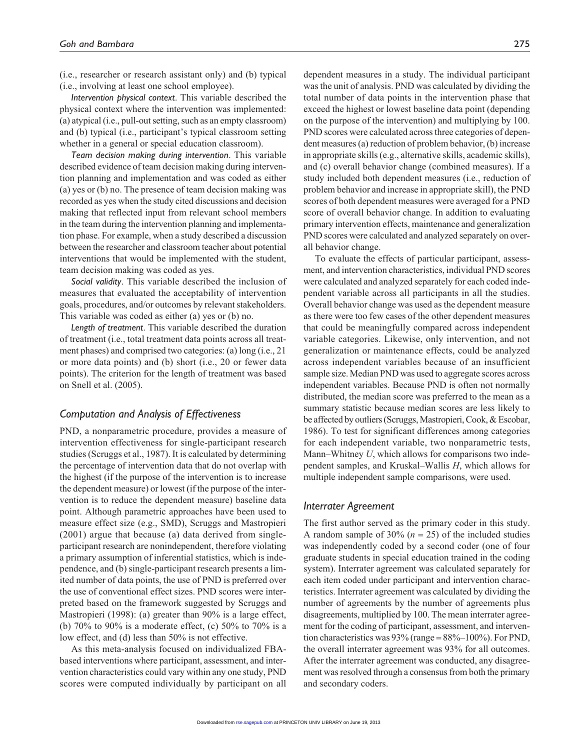(i.e., researcher or research assistant only) and (b) typical (i.e., involving at least one school employee).

*Intervention physical context*. This variable described the physical context where the intervention was implemented: (a) atypical (i.e., pull-out setting, such as an empty classroom) and (b) typical (i.e., participant's typical classroom setting whether in a general or special education classroom).

*Team decision making during intervention*. This variable described evidence of team decision making during intervention planning and implementation and was coded as either (a) yes or (b) no. The presence of team decision making was recorded as yes when the study cited discussions and decision making that reflected input from relevant school members in the team during the intervention planning and implementation phase. For example, when a study described a discussion between the researcher and classroom teacher about potential interventions that would be implemented with the student, team decision making was coded as yes.

*Social validity*. This variable described the inclusion of measures that evaluated the acceptability of intervention goals, procedures, and/or outcomes by relevant stakeholders. This variable was coded as either (a) yes or (b) no.

*Length of treatment*. This variable described the duration of treatment (i.e., total treatment data points across all treatment phases) and comprised two categories: (a) long (i.e., 21 or more data points) and (b) short (i.e., 20 or fewer data points). The criterion for the length of treatment was based on Snell et al. (2005).

## Computation and Analysis of Effectiveness

PND, a nonparametric procedure, provides a measure of intervention effectiveness for single-participant research studies (Scruggs et al., 1987). It is calculated by determining the percentage of intervention data that do not overlap with the highest (if the purpose of the intervention is to increase the dependent measure) or lowest (if the purpose of the intervention is to reduce the dependent measure) baseline data point. Although parametric approaches have been used to measure effect size (e.g., SMD), Scruggs and Mastropieri (2001) argue that because (a) data derived from single-participant research are nonindependent, therefore violating a primary assumption of inferential statistics, which is independence, and (b) single-participant research presents a limited number of data points, the use of PND is preferred over the use of conventional effect sizes. PND scores were interpreted based on the framework suggested by Scruggs and Mastropieri (1998): (a) greater than 90% is a large effect, (b) 70% to 90% is a moderate effect, (c) 50% to 70% is a low effect, and (d) less than 50% is not effective.

As this meta-analysis focused on individualized FBA-based interventions where participant, assessment, and intervention characteristics could vary within any one study, PND scores were computed individually by participant on all dependent measures in a study. The individual participant was the unit of analysis. PND was calculated by dividing the total number of data points in the intervention phase that exceed the highest or lowest baseline data point (depending on the purpose of the intervention) and multiplying by 100. PND scores were calculated across three categories of dependent measures (a) reduction of problem behavior, (b) increase in appropriate skills (e.g., alternative skills, academic skills), and (c) overall behavior change (combined measures). If a study included both dependent measures (i.e., reduction of problem behavior and increase in appropriate skill), the PND scores of both dependent measures were averaged for a PND score of overall behavior change. In addition to evaluating primary intervention effects, maintenance and generalization PND scores were calculated and analyzed separately on overall behavior change.

To evaluate the effects of particular participant, assessment, and intervention characteristics, individual PND scores were calculated and analyzed separately for each coded independent variable across all participants in all the studies. Overall behavior change was used as the dependent measure as there were too few cases of the other dependent measures that could be meaningfully compared across independent variable categories. Likewise, only intervention, and not generalization or maintenance effects, could be analyzed across independent variables because of an insufficient sample size. Median PND was used to aggregate scores across independent variables. Because PND is often not normally distributed, the median score was preferred to the mean as a summary statistic because median scores are less likely to be affected by outliers (Scruggs, Mastropieri, Cook, & Escobar, 1986). To test for significant differences among categories for each independent variable, two nonparametric tests, Mann–Whitney *U*, which allows for comparisons two independent samples, and Kruskal–Wallis *H*, which allows for multiple independent sample comparisons, were used.

## Interrater Agreement

The first author served as the primary coder in this study. A random sample of 30% ($n = 25$) of the included studies was independently coded by a second coder (one of four graduate students in special education trained in the coding system). Interrater agreement was calculated separately for each item coded under participant and intervention characteristics. Interrater agreement was calculated by dividing the number of agreements by the number of agreements plus disagreements, multiplied by 100. The mean interrater agreement for the coding of participant, assessment, and intervention characteristics was 93% (range = 88%–100%). For PND, the overall interrater agreement was 93% for all outcomes. After the interrater agreement was conducted, any disagreement was resolved through a consensus from both the primary and secondary coders.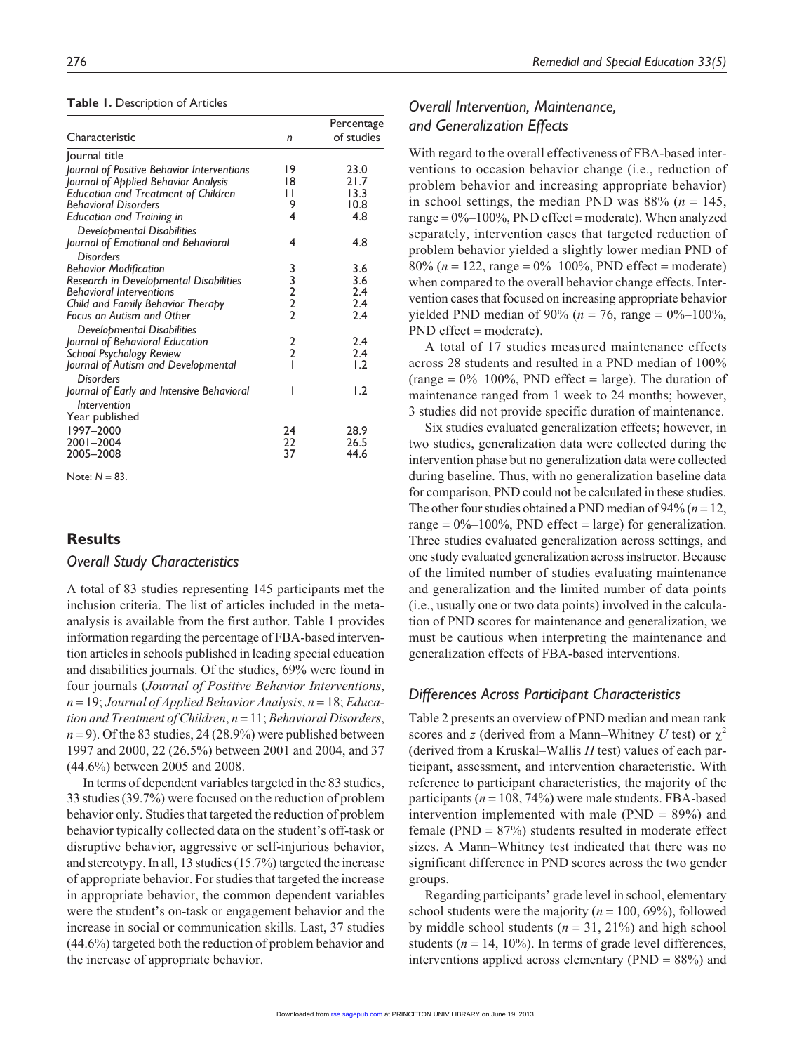**Table 1.** Description of Articles

| Characteristic | *n* | Percentage of studies |
|---|---|---|
| Journal title | | |
| *Journal of Positive Behavior Interventions* | 19 | 23.0 |
| *Journal of Applied Behavior Analysis* | 18 | 21.7 |
| *Education and Treatment of Children* | 11 | 13.3 |
| *Behavioral Disorders* | 9 | 10.8 |
| *Education and Training in Developmental Disabilities* | 4 | 4.8 |
| *Journal of Emotional and Behavioral Disorders* | 4 | 4.8 |
| *Behavior Modification* | 3 | 3.6 |
| *Research in Developmental Disabilities* | 3 | 3.6 |
| *Behavioral Interventions* | 2 | 2.4 |
| *Child and Family Behavior Therapy* | 2 | 2.4 |
| *Focus on Autism and Other Developmental Disabilities* | 2 | 2.4 |
| *Journal of Behavioral Education* | 2 | 2.4 |
| *School Psychology Review* | 2 | 2.4 |
| *Journal of Autism and Developmental Disorders* | 1 | 1.2 |
| *Journal of Early and Intensive Behavioral Intervention* | 1 | 1.2 |
| Year published | | |
| 1997–2000 | 24 | 28.9 |
| 2001–2004 | 22 | 26.5 |
| 2005–2008 | 37 | 44.6 |

Note: $N = 83$.

## Results

### Overall Study Characteristics

A total of 83 studies representing 145 participants met the inclusion criteria. The list of articles included in the meta-analysis is available from the first author. Table 1 provides information regarding the percentage of FBA-based intervention articles in schools published in leading special education and disabilities journals. Of the studies, 69% were found in four journals (*Journal of Positive Behavior Interventions*, $n = 19$; *Journal of Applied Behavior Analysis*, $n = 18$; *Education and Treatment of Children*, $n = 11$; *Behavioral Disorders*, $n = 9$). Of the 83 studies, 24 (28.9%) were published between 1997 and 2000, 22 (26.5%) between 2001 and 2004, and 37 (44.6%) between 2005 and 2008.

In terms of dependent variables targeted in the 83 studies, 33 studies (39.7%) were focused on the reduction of problem behavior only. Studies that targeted the reduction of problem behavior typically collected data on the student's off-task or disruptive behavior, aggressive or self-injurious behavior, and stereotypy. In all, 13 studies (15.7%) targeted the increase of appropriate behavior. For studies that targeted the increase in appropriate behavior, the common dependent variables were the student's on-task or engagement behavior and the increase in social or communication skills. Last, 37 studies (44.6%) targeted both the reduction of problem behavior and the increase of appropriate behavior.

### Overall Intervention, Maintenance, and Generalization Effects

With regard to the overall effectiveness of FBA-based interventions to occasion behavior change (i.e., reduction of problem behavior and increasing appropriate behavior) in school settings, the median PND was 88% ($n = 145$, range = 0%–100%, PND effect = moderate). When analyzed separately, intervention cases that targeted reduction of problem behavior yielded a slightly lower median PND of 80% ($n = 122$, range = 0%–100%, PND effect = moderate) when compared to the overall behavior change effects. Intervention cases that focused on increasing appropriate behavior yielded PND median of 90% ($n = 76$, range = 0%–100%, PND effect = moderate).

A total of 17 studies measured maintenance effects across 28 students and resulted in a PND median of 100% (range = 0%–100%, PND effect = large). The duration of maintenance ranged from 1 week to 24 months; however, 3 studies did not provide specific duration of maintenance.

Six studies evaluated generalization effects; however, in two studies, generalization data were collected during the intervention phase but no generalization data were collected during baseline. Thus, with no generalization baseline data for comparison, PND could not be calculated in these studies. The other four studies obtained a PND median of 94% ($n = 12$, range = 0%–100%, PND effect = large) for generalization. Three studies evaluated generalization across settings, and one study evaluated generalization across instructor. Because of the limited number of studies evaluating maintenance and generalization and the limited number of data points (i.e., usually one or two data points) involved in the calculation of PND scores for maintenance and generalization, we must be cautious when interpreting the maintenance and generalization effects of FBA-based interventions.

### Differences Across Participant Characteristics

Table 2 presents an overview of PND median and mean rank scores and $z$ (derived from a Mann–Whitney $U$ test) or $\chi^2$ (derived from a Kruskal–Wallis $H$ test) values of each participant, assessment, and intervention characteristic. With reference to participant characteristics, the majority of the participants ($n = 108$, 74%) were male students. FBA-based intervention implemented with male (PND = 89%) and female (PND = 87%) students resulted in moderate effect sizes. A Mann–Whitney test indicated that there was no significant difference in PND scores across the two gender groups.

Regarding participants' grade level in school, elementary school students were the majority ($n = 100$, 69%), followed by middle school students ($n = 31$, 21%) and high school students ($n = 14$, 10%). In terms of grade level differences, interventions applied across elementary (PND = 88%) and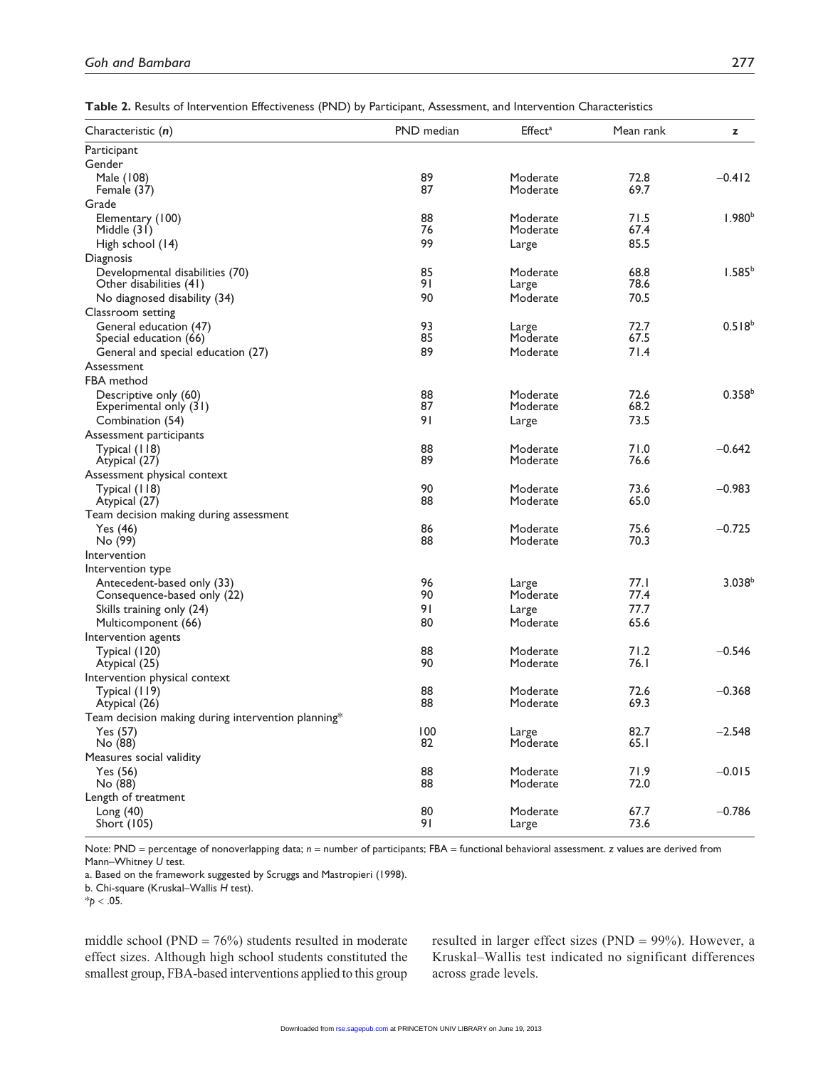**Table 2.** Results of Intervention Effectiveness (PND) by Participant, Assessment, and Intervention Characteristics

| Characteristic (*n*) | PND median | Effect[a] | Mean rank | *z* |
|---|---|---|---|---|
| Participant | | | | |
| Gender | | | | |
| Male (108) | 89 | Moderate | 72.8 | −0.412 |
| Female (37) | 87 | Moderate | 69.7 | |
| Grade | | | | |
| Elementary (100) | 88 | Moderate | 71.5 | 1.980[b] |
| Middle (31) | 76 | Moderate | 67.4 | |
| High school (14) | 99 | Large | 85.5 | |
| Diagnosis | | | | |
| Developmental disabilities (70) | 85 | Moderate | 68.8 | 1.585[b] |
| Other disabilities (41) | 91 | Large | 78.6 | |
| No diagnosed disability (34) | 90 | Moderate | 70.5 | |
| Classroom setting | | | | |
| General education (47) | 93 | Large | 72.7 | 0.518[b] |
| Special education (66) | 85 | Moderate | 67.5 | |
| General and special education (27) | 89 | Moderate | 71.4 | |
| Assessment | | | | |
| FBA method | | | | |
| Descriptive only (60) | 88 | Moderate | 72.6 | 0.358[b] |
| Experimental only (31) | 87 | Moderate | 68.2 | |
| Combination (54) | 91 | Large | 73.5 | |
| Assessment participants | | | | |
| Typical (118) | 88 | Moderate | 71.0 | −0.642 |
| Atypical (27) | 89 | Moderate | 76.6 | |
| Assessment physical context | | | | |
| Typical (118) | 90 | Moderate | 73.6 | −0.983 |
| Atypical (27) | 88 | Moderate | 65.0 | |
| Team decision making during assessment | | | | |
| Yes (46) | 86 | Moderate | 75.6 | −0.725 |
| No (99) | 88 | Moderate | 70.3 | |
| Intervention | | | | |
| Intervention type | | | | |
| Antecedent-based only (33) | 96 | Large | 77.1 | 3.038[b] |
| Consequence-based only (22) | 90 | Moderate | 77.4 | |
| Skills training only (24) | 91 | Large | 77.7 | |
| Multicomponent (66) | 80 | Moderate | 65.6 | |
| Intervention agents | | | | |
| Typical (120) | 88 | Moderate | 71.2 | −0.546 |
| Atypical (25) | 90 | Moderate | 76.1 | |
| Intervention physical context | | | | |
| Typical (119) | 88 | Moderate | 72.6 | −0.368 |
| Atypical (26) | 88 | Moderate | 69.3 | |
| Team decision making during intervention planning* | | | | |
| Yes (57) | 100 | Large | 82.7 | −2.548 |
| No (88) | 82 | Moderate | 65.1 | |
| Measures social validity | | | | |
| Yes (56) | 88 | Moderate | 71.9 | −0.015 |
| No (88) | 88 | Moderate | 72.0 | |
| Length of treatment | | | | |
| Long (40) | 80 | Moderate | 67.7 | −0.786 |
| Short (105) | 91 | Large | 73.6 | |

Note: PND = percentage of nonoverlapping data; *n* = number of participants; FBA = functional behavioral assessment. *z* values are derived from Mann–Whitney *U* test.

a. Based on the framework suggested by Scruggs and Mastropieri (1998).

b. Chi-square (Kruskal–Wallis *H* test).

*$p < .05$.

middle school (PND = 76%) students resulted in moderate effect sizes. Although high school students constituted the smallest group, FBA-based interventions applied to this group resulted in larger effect sizes (PND = 99%). However, a Kruskal–Wallis test indicated no significant differences across grade levels.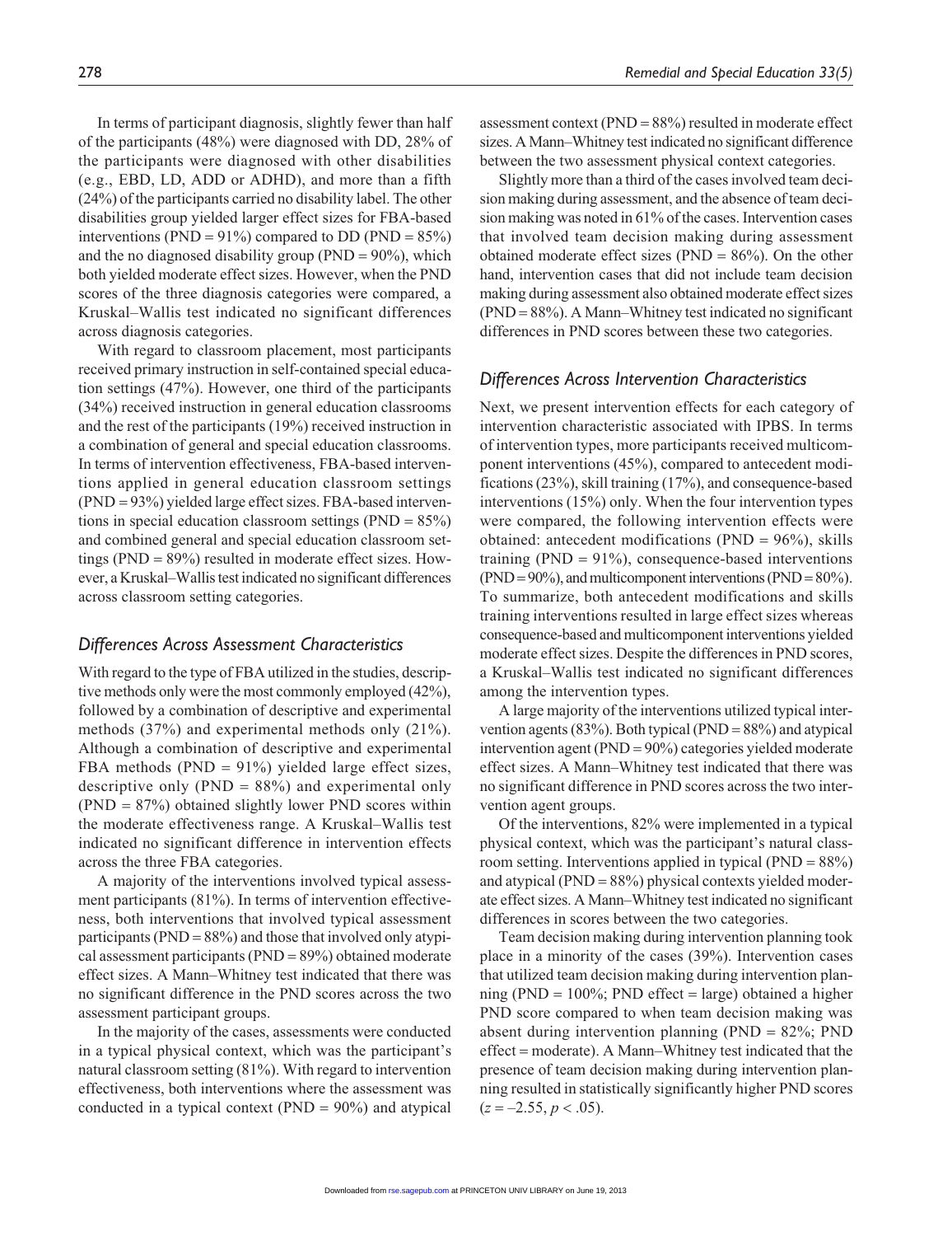In terms of participant diagnosis, slightly fewer than half of the participants (48%) were diagnosed with DD, 28% of the participants were diagnosed with other disabilities (e.g., EBD, LD, ADD or ADHD), and more than a fifth (24%) of the participants carried no disability label. The other disabilities group yielded larger effect sizes for FBA-based interventions (PND = 91%) compared to DD (PND = 85%) and the no diagnosed disability group (PND = 90%), which both yielded moderate effect sizes. However, when the PND scores of the three diagnosis categories were compared, a Kruskal–Wallis test indicated no significant differences across diagnosis categories.

With regard to classroom placement, most participants received primary instruction in self-contained special education settings (47%). However, one third of the participants (34%) received instruction in general education classrooms and the rest of the participants (19%) received instruction in a combination of general and special education classrooms. In terms of intervention effectiveness, FBA-based interventions applied in general education classroom settings (PND = 93%) yielded large effect sizes. FBA-based interventions in special education classroom settings (PND = 85%) and combined general and special education classroom settings (PND = 89%) resulted in moderate effect sizes. However, a Kruskal–Wallis test indicated no significant differences across classroom setting categories.

## *Differences Across Assessment Characteristics*

With regard to the type of FBA utilized in the studies, descriptive methods only were the most commonly employed (42%), followed by a combination of descriptive and experimental methods (37%) and experimental methods only (21%). Although a combination of descriptive and experimental FBA methods (PND = 91%) yielded large effect sizes, descriptive only (PND = 88%) and experimental only (PND = 87%) obtained slightly lower PND scores within the moderate effectiveness range. A Kruskal–Wallis test indicated no significant difference in intervention effects across the three FBA categories.

A majority of the interventions involved typical assessment participants (81%). In terms of intervention effectiveness, both interventions that involved typical assessment participants (PND = 88%) and those that involved only atypical assessment participants (PND = 89%) obtained moderate effect sizes. A Mann–Whitney test indicated that there was no significant difference in the PND scores across the two assessment participant groups.

In the majority of the cases, assessments were conducted in a typical physical context, which was the participant's natural classroom setting (81%). With regard to intervention effectiveness, both interventions where the assessment was conducted in a typical context (PND = 90%) and atypical assessment context (PND = 88%) resulted in moderate effect sizes. A Mann–Whitney test indicated no significant difference between the two assessment physical context categories.

Slightly more than a third of the cases involved team decision making during assessment, and the absence of team decision making was noted in 61% of the cases. Intervention cases that involved team decision making during assessment obtained moderate effect sizes (PND = 86%). On the other hand, intervention cases that did not include team decision making during assessment also obtained moderate effect sizes (PND = 88%). A Mann–Whitney test indicated no significant differences in PND scores between these two categories.

## *Differences Across Intervention Characteristics*

Next, we present intervention effects for each category of intervention characteristic associated with IPBS. In terms of intervention types, more participants received multicomponent interventions (45%), compared to antecedent modifications (23%), skill training (17%), and consequence-based interventions (15%) only. When the four intervention types were compared, the following intervention effects were obtained: antecedent modifications (PND = 96%), skills training (PND = 91%), consequence-based interventions (PND = 90%), and multicomponent interventions (PND = 80%). To summarize, both antecedent modifications and skills training interventions resulted in large effect sizes whereas consequence-based and multicomponent interventions yielded moderate effect sizes. Despite the differences in PND scores, a Kruskal–Wallis test indicated no significant differences among the intervention types.

A large majority of the interventions utilized typical intervention agents (83%). Both typical (PND = 88%) and atypical intervention agent (PND = 90%) categories yielded moderate effect sizes. A Mann–Whitney test indicated that there was no significant difference in PND scores across the two intervention agent groups.

Of the interventions, 82% were implemented in a typical physical context, which was the participant's natural classroom setting. Interventions applied in typical (PND = 88%) and atypical (PND = 88%) physical contexts yielded moderate effect sizes. A Mann–Whitney test indicated no significant differences in scores between the two categories.

Team decision making during intervention planning took place in a minority of the cases (39%). Intervention cases that utilized team decision making during intervention planning (PND = 100%; PND effect = large) obtained a higher PND score compared to when team decision making was absent during intervention planning (PND = 82%; PND effect = moderate). A Mann–Whitney test indicated that the presence of team decision making during intervention planning resulted in statistically significantly higher PND scores ($z = -2.55$, $p < .05$).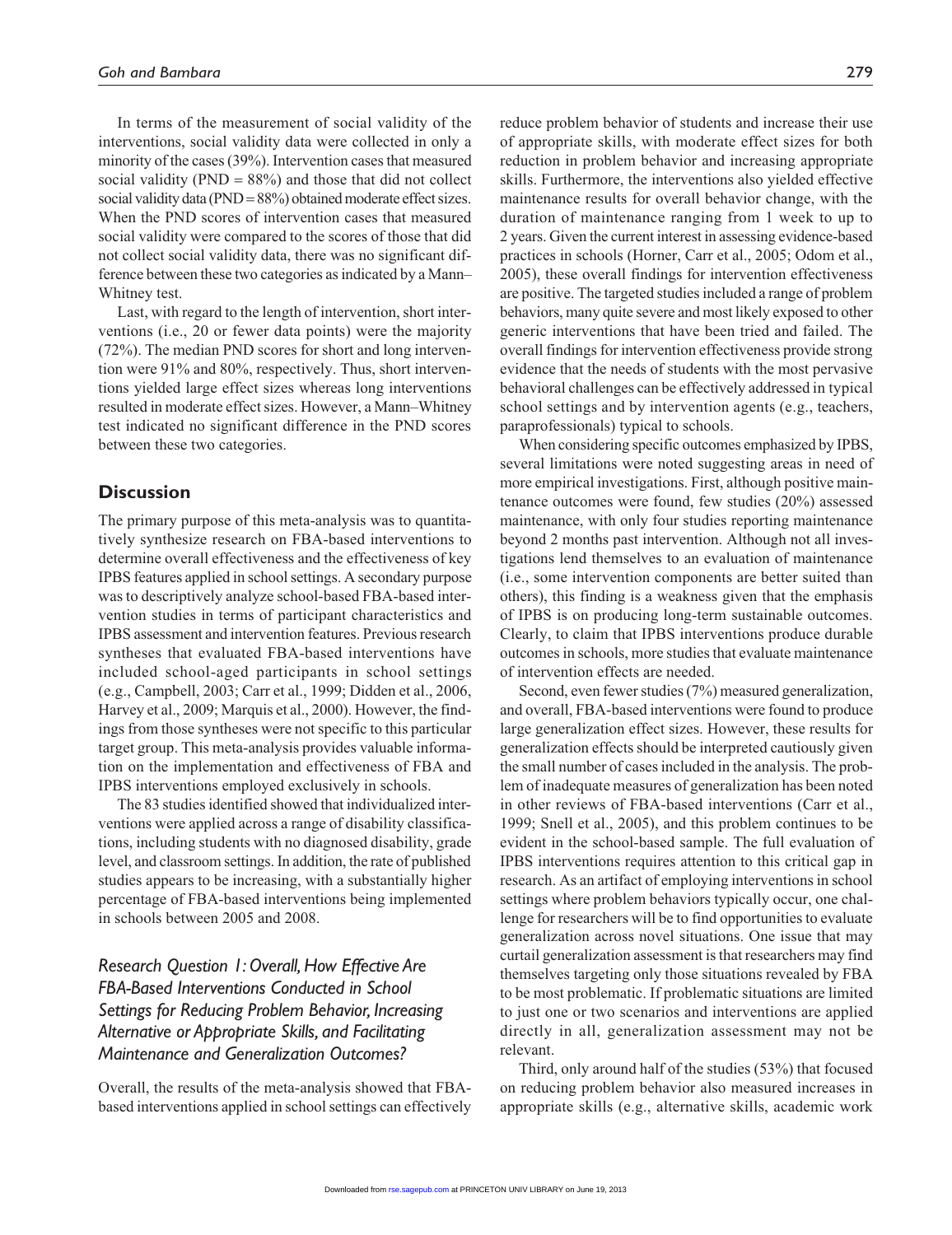In terms of the measurement of social validity of the interventions, social validity data were collected in only a minority of the cases (39%). Intervention cases that measured social validity (PND = 88%) and those that did not collect social validity data (PND = 88%) obtained moderate effect sizes. When the PND scores of intervention cases that measured social validity were compared to the scores of those that did not collect social validity data, there was no significant difference between these two categories as indicated by a Mann–Whitney test.

Last, with regard to the length of intervention, short interventions (i.e., 20 or fewer data points) were the majority (72%). The median PND scores for short and long intervention were 91% and 80%, respectively. Thus, short interventions yielded large effect sizes whereas long interventions resulted in moderate effect sizes. However, a Mann–Whitney test indicated no significant difference in the PND scores between these two categories.

## Discussion

The primary purpose of this meta-analysis was to quantitatively synthesize research on FBA-based interventions to determine overall effectiveness and the effectiveness of key IPBS features applied in school settings. A secondary purpose was to descriptively analyze school-based FBA-based intervention studies in terms of participant characteristics and IPBS assessment and intervention features. Previous research syntheses that evaluated FBA-based interventions have included school-aged participants in school settings (e.g., Campbell, 2003; Carr et al., 1999; Didden et al., 2006, Harvey et al., 2009; Marquis et al., 2000). However, the findings from those syntheses were not specific to this particular target group. This meta-analysis provides valuable information on the implementation and effectiveness of FBA and IPBS interventions employed exclusively in schools.

The 83 studies identified showed that individualized interventions were applied across a range of disability classifications, including students with no diagnosed disability, grade level, and classroom settings. In addition, the rate of published studies appears to be increasing, with a substantially higher percentage of FBA-based interventions being implemented in schools between 2005 and 2008.

### *Research Question 1: Overall, How Effective Are FBA-Based Interventions Conducted in School Settings for Reducing Problem Behavior, Increasing Alternative or Appropriate Skills, and Facilitating Maintenance and Generalization Outcomes?*

Overall, the results of the meta-analysis showed that FBA-based interventions applied in school settings can effectively reduce problem behavior of students and increase their use of appropriate skills, with moderate effect sizes for both reduction in problem behavior and increasing appropriate skills. Furthermore, the interventions also yielded effective maintenance results for overall behavior change, with the duration of maintenance ranging from 1 week to up to 2 years. Given the current interest in assessing evidence-based practices in schools (Horner, Carr et al., 2005; Odom et al., 2005), these overall findings for intervention effectiveness are positive. The targeted studies included a range of problem behaviors, many quite severe and most likely exposed to other generic interventions that have been tried and failed. The overall findings for intervention effectiveness provide strong evidence that the needs of students with the most pervasive behavioral challenges can be effectively addressed in typical school settings and by intervention agents (e.g., teachers, paraprofessionals) typical to schools.

When considering specific outcomes emphasized by IPBS, several limitations were noted suggesting areas in need of more empirical investigations. First, although positive maintenance outcomes were found, few studies (20%) assessed maintenance, with only four studies reporting maintenance beyond 2 months past intervention. Although not all investigations lend themselves to an evaluation of maintenance (i.e., some intervention components are better suited than others), this finding is a weakness given that the emphasis of IPBS is on producing long-term sustainable outcomes. Clearly, to claim that IPBS interventions produce durable outcomes in schools, more studies that evaluate maintenance of intervention effects are needed.

Second, even fewer studies (7%) measured generalization, and overall, FBA-based interventions were found to produce large generalization effect sizes. However, these results for generalization effects should be interpreted cautiously given the small number of cases included in the analysis. The problem of inadequate measures of generalization has been noted in other reviews of FBA-based interventions (Carr et al., 1999; Snell et al., 2005), and this problem continues to be evident in the school-based sample. The full evaluation of IPBS interventions requires attention to this critical gap in research. As an artifact of employing interventions in school settings where problem behaviors typically occur, one challenge for researchers will be to find opportunities to evaluate generalization across novel situations. One issue that may curtail generalization assessment is that researchers may find themselves targeting only those situations revealed by FBA to be most problematic. If problematic situations are limited to just one or two scenarios and interventions are applied directly in all, generalization assessment may not be relevant.

Third, only around half of the studies (53%) that focused on reducing problem behavior also measured increases in appropriate skills (e.g., alternative skills, academic work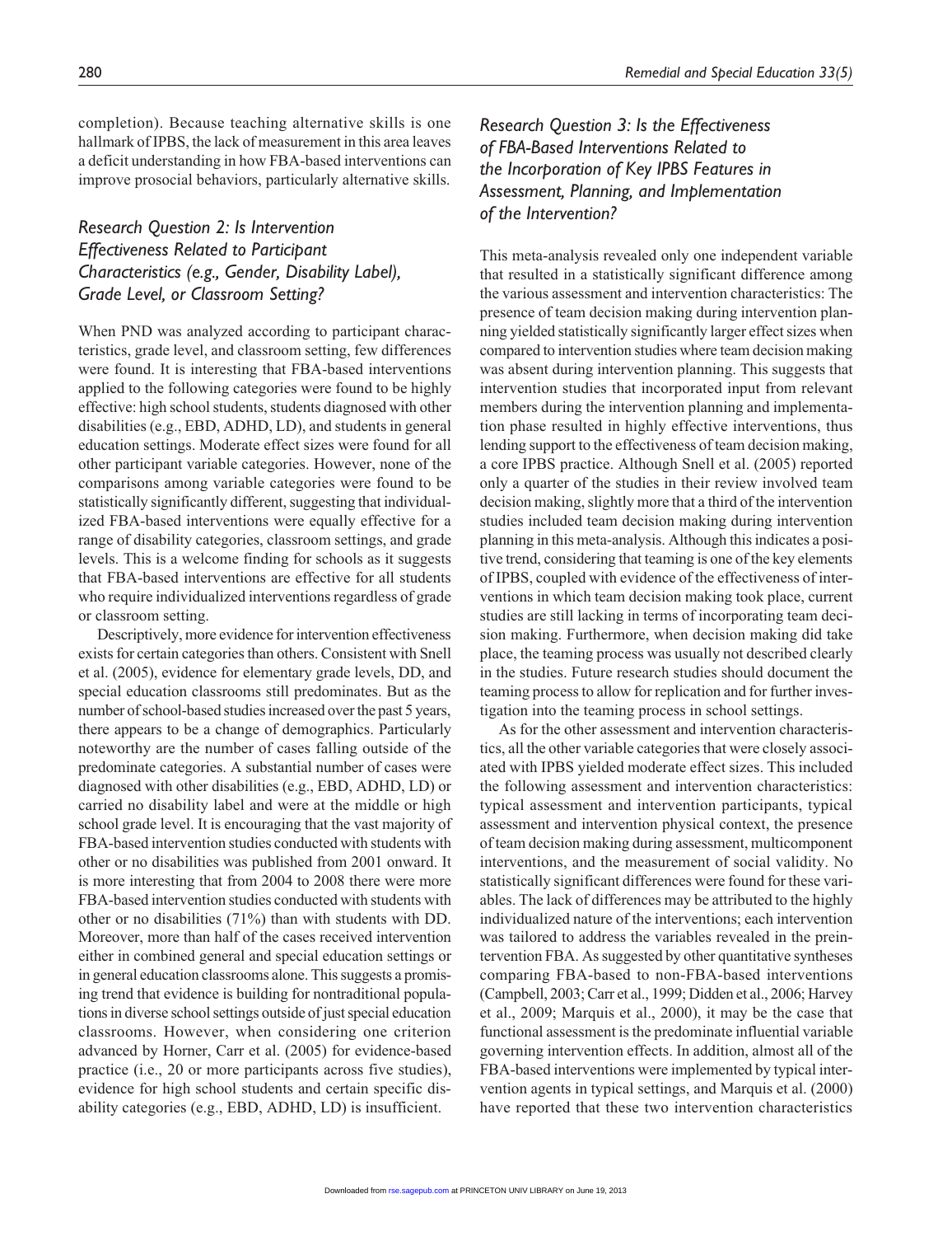completion). Because teaching alternative skills is one hallmark of IPBS, the lack of measurement in this area leaves a deficit understanding in how FBA-based interventions can improve prosocial behaviors, particularly alternative skills.

### *Research Question 2: Is Intervention Effectiveness Related to Participant Characteristics (e.g., Gender, Disability Label), Grade Level, or Classroom Setting?*

When PND was analyzed according to participant characteristics, grade level, and classroom setting, few differences were found. It is interesting that FBA-based interventions applied to the following categories were found to be highly effective: high school students, students diagnosed with other disabilities (e.g., EBD, ADHD, LD), and students in general education settings. Moderate effect sizes were found for all other participant variable categories. However, none of the comparisons among variable categories were found to be statistically significantly different, suggesting that individualized FBA-based interventions were equally effective for a range of disability categories, classroom settings, and grade levels. This is a welcome finding for schools as it suggests that FBA-based interventions are effective for all students who require individualized interventions regardless of grade or classroom setting.

Descriptively, more evidence for intervention effectiveness exists for certain categories than others. Consistent with Snell et al. (2005), evidence for elementary grade levels, DD, and special education classrooms still predominates. But as the number of school-based studies increased over the past 5 years, there appears to be a change of demographics. Particularly noteworthy are the number of cases falling outside of the predominate categories. A substantial number of cases were diagnosed with other disabilities (e.g., EBD, ADHD, LD) or carried no disability label and were at the middle or high school grade level. It is encouraging that the vast majority of FBA-based intervention studies conducted with students with other or no disabilities was published from 2001 onward. It is more interesting that from 2004 to 2008 there were more FBA-based intervention studies conducted with students with other or no disabilities (71%) than with students with DD. Moreover, more than half of the cases received intervention either in combined general and special education settings or in general education classrooms alone. This suggests a promising trend that evidence is building for nontraditional populations in diverse school settings outside of just special education classrooms. However, when considering one criterion advanced by Horner, Carr et al. (2005) for evidence-based practice (i.e., 20 or more participants across five studies), evidence for high school students and certain specific disability categories (e.g., EBD, ADHD, LD) is insufficient.

### *Research Question 3: Is the Effectiveness of FBA-Based Interventions Related to the Incorporation of Key IPBS Features in Assessment, Planning, and Implementation of the Intervention?*

This meta-analysis revealed only one independent variable that resulted in a statistically significant difference among the various assessment and intervention characteristics: The presence of team decision making during intervention planning yielded statistically significantly larger effect sizes when compared to intervention studies where team decision making was absent during intervention planning. This suggests that intervention studies that incorporated input from relevant members during the intervention planning and implementation phase resulted in highly effective interventions, thus lending support to the effectiveness of team decision making, a core IPBS practice. Although Snell et al. (2005) reported only a quarter of the studies in their review involved team decision making, slightly more that a third of the intervention studies included team decision making during intervention planning in this meta-analysis. Although this indicates a positive trend, considering that teaming is one of the key elements of IPBS, coupled with evidence of the effectiveness of interventions in which team decision making took place, current studies are still lacking in terms of incorporating team decision making. Furthermore, when decision making did take place, the teaming process was usually not described clearly in the studies. Future research studies should document the teaming process to allow for replication and for further investigation into the teaming process in school settings.

As for the other assessment and intervention characteristics, all the other variable categories that were closely associated with IPBS yielded moderate effect sizes. This included the following assessment and intervention characteristics: typical assessment and intervention participants, typical assessment and intervention physical context, the presence of team decision making during assessment, multicomponent interventions, and the measurement of social validity. No statistically significant differences were found for these variables. The lack of differences may be attributed to the highly individualized nature of the interventions; each intervention was tailored to address the variables revealed in the preintervention FBA. As suggested by other quantitative syntheses comparing FBA-based to non-FBA-based interventions (Campbell, 2003; Carr et al., 1999; Didden et al., 2006; Harvey et al., 2009; Marquis et al., 2000), it may be the case that functional assessment is the predominate influential variable governing intervention effects. In addition, almost all of the FBA-based interventions were implemented by typical intervention agents in typical settings, and Marquis et al. (2000) have reported that these two intervention characteristics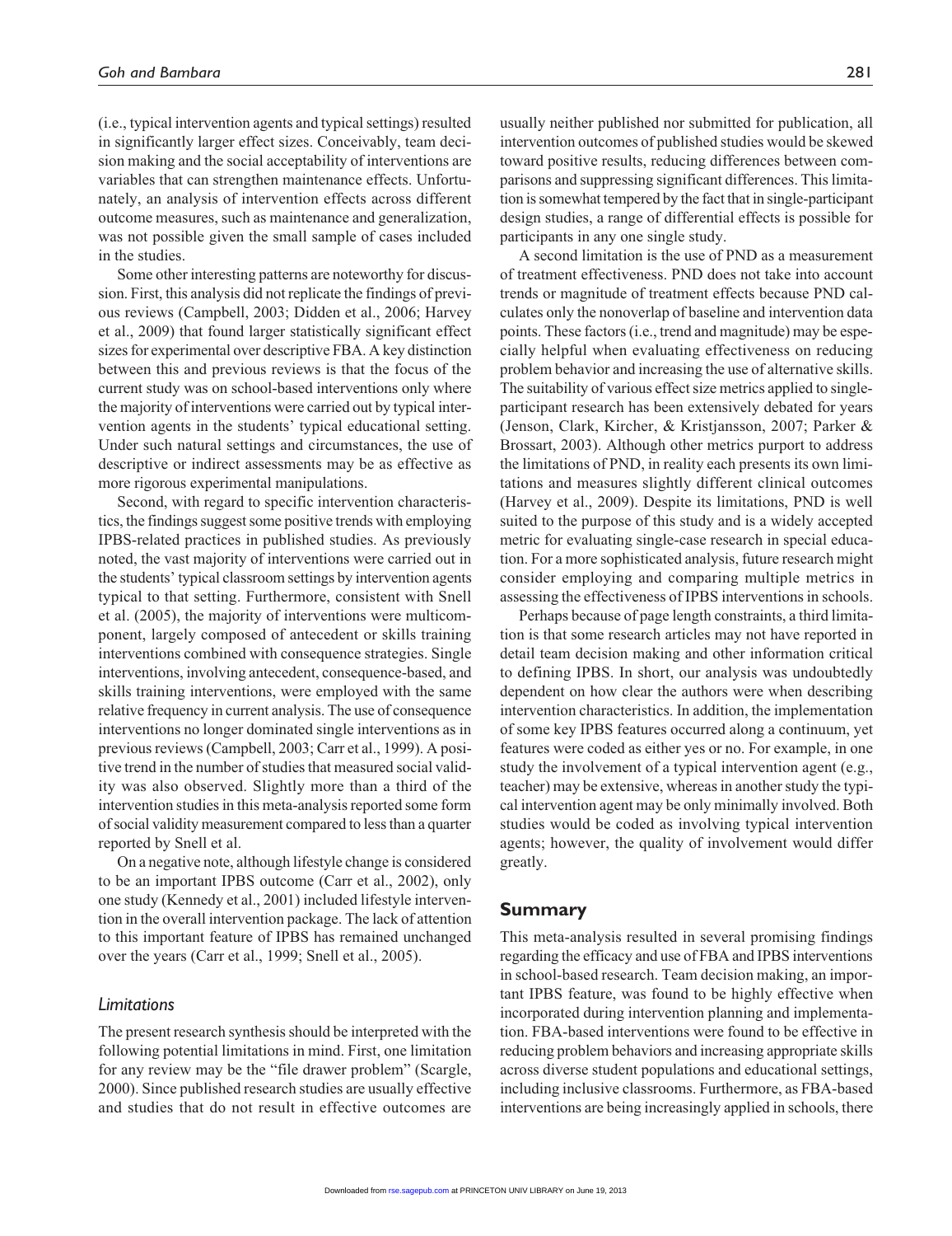(i.e., typical intervention agents and typical settings) resulted in significantly larger effect sizes. Conceivably, team decision making and the social acceptability of interventions are variables that can strengthen maintenance effects. Unfortunately, an analysis of intervention effects across different outcome measures, such as maintenance and generalization, was not possible given the small sample of cases included in the studies.

Some other interesting patterns are noteworthy for discussion. First, this analysis did not replicate the findings of previous reviews (Campbell, 2003; Didden et al., 2006; Harvey et al., 2009) that found larger statistically significant effect sizes for experimental over descriptive FBA. A key distinction between this and previous reviews is that the focus of the current study was on school-based interventions only where the majority of interventions were carried out by typical intervention agents in the students' typical educational setting. Under such natural settings and circumstances, the use of descriptive or indirect assessments may be as effective as more rigorous experimental manipulations.

Second, with regard to specific intervention characteristics, the findings suggest some positive trends with employing IPBS-related practices in published studies. As previously noted, the vast majority of interventions were carried out in the students' typical classroom settings by intervention agents typical to that setting. Furthermore, consistent with Snell et al. (2005), the majority of interventions were multicomponent, largely composed of antecedent or skills training interventions combined with consequence strategies. Single interventions, involving antecedent, consequence-based, and skills training interventions, were employed with the same relative frequency in current analysis. The use of consequence interventions no longer dominated single interventions as in previous reviews (Campbell, 2003; Carr et al., 1999). A positive trend in the number of studies that measured social validity was also observed. Slightly more than a third of the intervention studies in this meta-analysis reported some form of social validity measurement compared to less than a quarter reported by Snell et al.

On a negative note, although lifestyle change is considered to be an important IPBS outcome (Carr et al., 2002), only one study (Kennedy et al., 2001) included lifestyle intervention in the overall intervention package. The lack of attention to this important feature of IPBS has remained unchanged over the years (Carr et al., 1999; Snell et al., 2005).

### *Limitations*

The present research synthesis should be interpreted with the following potential limitations in mind. First, one limitation for any review may be the "file drawer problem" (Scargle, 2000). Since published research studies are usually effective and studies that do not result in effective outcomes are usually neither published nor submitted for publication, all intervention outcomes of published studies would be skewed toward positive results, reducing differences between comparisons and suppressing significant differences. This limitation is somewhat tempered by the fact that in single-participant design studies, a range of differential effects is possible for participants in any one single study.

A second limitation is the use of PND as a measurement of treatment effectiveness. PND does not take into account trends or magnitude of treatment effects because PND calculates only the nonoverlap of baseline and intervention data points. These factors (i.e., trend and magnitude) may be especially helpful when evaluating effectiveness on reducing problem behavior and increasing the use of alternative skills. The suitability of various effect size metrics applied to single-participant research has been extensively debated for years (Jenson, Clark, Kircher, & Kristjansson, 2007; Parker & Brossart, 2003). Although other metrics purport to address the limitations of PND, in reality each presents its own limitations and measures slightly different clinical outcomes (Harvey et al., 2009). Despite its limitations, PND is well suited to the purpose of this study and is a widely accepted metric for evaluating single-case research in special education. For a more sophisticated analysis, future research might consider employing and comparing multiple metrics in assessing the effectiveness of IPBS interventions in schools.

Perhaps because of page length constraints, a third limitation is that some research articles may not have reported in detail team decision making and other information critical to defining IPBS. In short, our analysis was undoubtedly dependent on how clear the authors were when describing intervention characteristics. In addition, the implementation of some key IPBS features occurred along a continuum, yet features were coded as either yes or no. For example, in one study the involvement of a typical intervention agent (e.g., teacher) may be extensive, whereas in another study the typical intervention agent may be only minimally involved. Both studies would be coded as involving typical intervention agents; however, the quality of involvement would differ greatly.

## Summary

This meta-analysis resulted in several promising findings regarding the efficacy and use of FBA and IPBS interventions in school-based research. Team decision making, an important IPBS feature, was found to be highly effective when incorporated during intervention planning and implementation. FBA-based interventions were found to be effective in reducing problem behaviors and increasing appropriate skills across diverse student populations and educational settings, including inclusive classrooms. Furthermore, as FBA-based interventions are being increasingly applied in schools, there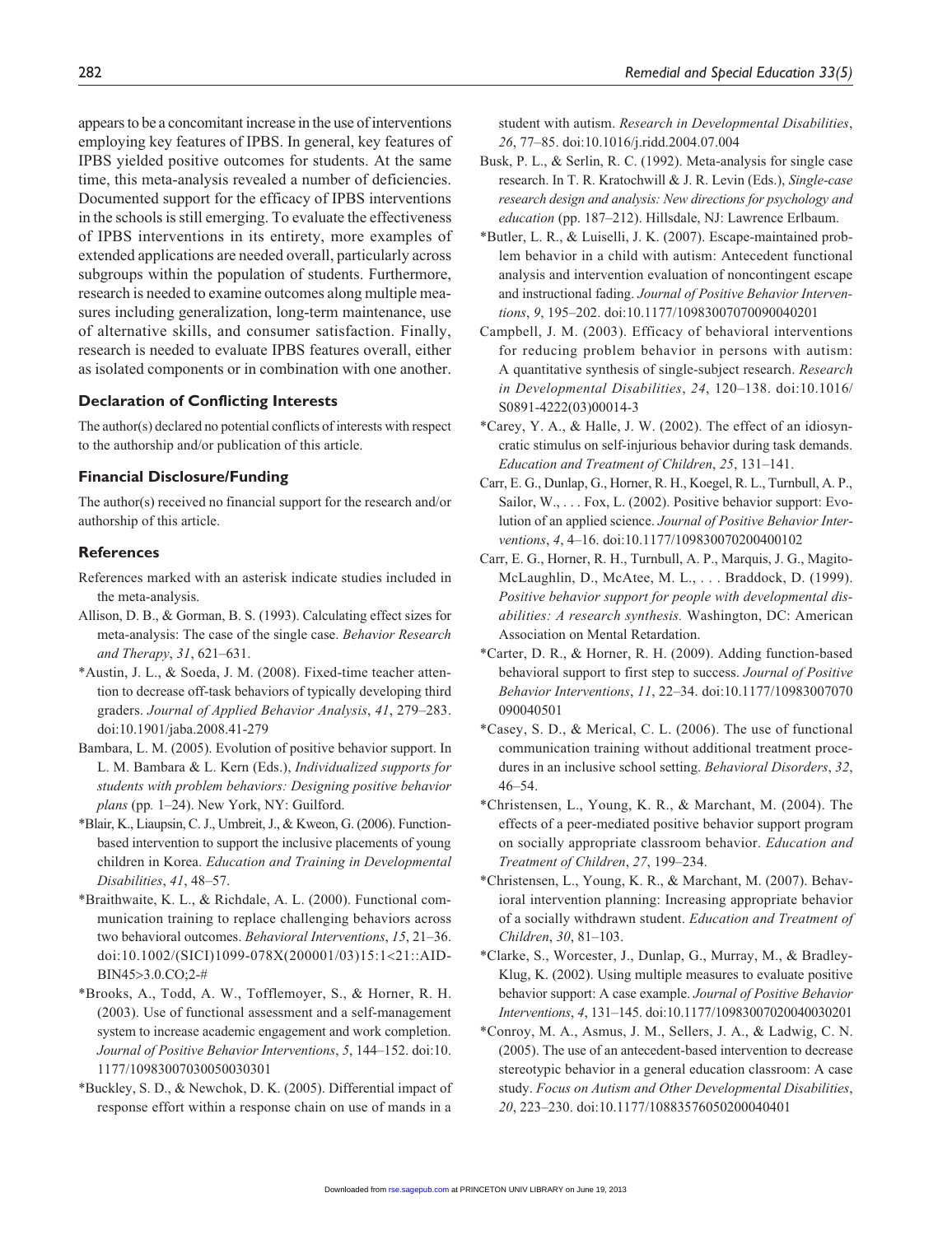appears to be a concomitant increase in the use of interventions employing key features of IPBS. In general, key features of IPBS yielded positive outcomes for students. At the same time, this meta-analysis revealed a number of deficiencies. Documented support for the efficacy of IPBS interventions in the schools is still emerging. To evaluate the effectiveness of IPBS interventions in its entirety, more examples of extended applications are needed overall, particularly across subgroups within the population of students. Furthermore, research is needed to examine outcomes along multiple measures including generalization, long-term maintenance, use of alternative skills, and consumer satisfaction. Finally, research is needed to evaluate IPBS features overall, either as isolated components or in combination with one another.

### Declaration of Conflicting Interests

The author(s) declared no potential conflicts of interests with respect to the authorship and/or publication of this article.

### Financial Disclosure/Funding

The author(s) received no financial support for the research and/or authorship of this article.

### References

References marked with an asterisk indicate studies included in the meta-analysis.

Allison, D. B., & Gorman, B. S. (1993). Calculating effect sizes for meta-analysis: The case of the single case. *Behavior Research and Therapy*, *31*, 621–631.

*Austin, J. L., & Soeda, J. M. (2008). Fixed-time teacher attention to decrease off-task behaviors of typically developing third graders. *Journal of Applied Behavior Analysis*, *41*, 279–283. doi:10.1901/jaba.2008.41-279

Bambara, L. M. (2005). Evolution of positive behavior support. In L. M. Bambara & L. Kern (Eds.), *Individualized supports for students with problem behaviors: Designing positive behavior plans* (pp. 1–24). New York, NY: Guilford.

*Blair, K., Liaupsin, C. J., Umbreit, J., & Kweon, G. (2006). Function-based intervention to support the inclusive placements of young children in Korea. *Education and Training in Developmental Disabilities*, *41*, 48–57.

*Braithwaite, K. L., & Richdale, A. L. (2000). Functional communication training to replace challenging behaviors across two behavioral outcomes. *Behavioral Interventions*, *15*, 21–36. doi:10.1002/(SICI)1099-078X(200001/03)15:1<21::AID-BIN45>3.0.CO;2-#

*Brooks, A., Todd, A. W., Tofflemoyer, S., & Horner, R. H. (2003). Use of functional assessment and a self-management system to increase academic engagement and work completion. *Journal of Positive Behavior Interventions*, *5*, 144–152. doi:10.1177/10983007030050030301

*Buckley, S. D., & Newchok, D. K. (2005). Differential impact of response effort within a response chain on use of mands in a student with autism. *Research in Developmental Disabilities*, *26*, 77–85. doi:10.1016/j.ridd.2004.07.004

Busk, P. L., & Serlin, R. C. (1992). Meta-analysis for single case research. In T. R. Kratochwill & J. R. Levin (Eds.), *Single-case research design and analysis: New directions for psychology and education* (pp. 187–212). Hillsdale, NJ: Lawrence Erlbaum.

*Butler, L. R., & Luiselli, J. K. (2007). Escape-maintained problem behavior in a child with autism: Antecedent functional analysis and intervention evaluation of noncontingent escape and instructional fading. *Journal of Positive Behavior Interventions*, *9*, 195–202. doi:10.1177/10983007070090040201

Campbell, J. M. (2003). Efficacy of behavioral interventions for reducing problem behavior in persons with autism: A quantitative synthesis of single-subject research. *Research in Developmental Disabilities*, *24*, 120–138. doi:10.1016/S0891-4222(03)00014-3

*Carey, Y. A., & Halle, J. W. (2002). The effect of an idiosyncratic stimulus on self-injurious behavior during task demands. *Education and Treatment of Children*, *25*, 131–141.

Carr, E. G., Dunlap, G., Horner, R. H., Koegel, R. L., Turnbull, A. P., Sailor, W., . . . Fox, L. (2002). Positive behavior support: Evolution of an applied science. *Journal of Positive Behavior Interventions*, *4*, 4–16. doi:10.1177/109830070200400102

Carr, E. G., Horner, R. H., Turnbull, A. P., Marquis, J. G., Magito-McLaughlin, D., McAtee, M. L., . . . Braddock, D. (1999). *Positive behavior support for people with developmental disabilities: A research synthesis.* Washington, DC: American Association on Mental Retardation.

*Carter, D. R., & Horner, R. H. (2009). Adding function-based behavioral support to first step to success. *Journal of Positive Behavior Interventions*, *11*, 22–34. doi:10.1177/10983007070090040501

*Casey, S. D., & Merical, C. L. (2006). The use of functional communication training without additional treatment procedures in an inclusive school setting. *Behavioral Disorders*, *32*, 46–54.

*Christensen, L., Young, K. R., & Marchant, M. (2004). The effects of a peer-mediated positive behavior support program on socially appropriate classroom behavior. *Education and Treatment of Children*, *27*, 199–234.

*Christensen, L., Young, K. R., & Marchant, M. (2007). Behavioral intervention planning: Increasing appropriate behavior of a socially withdrawn student. *Education and Treatment of Children*, *30*, 81–103.

*Clarke, S., Worcester, J., Dunlap, G., Murray, M., & Bradley-Klug, K. (2002). Using multiple measures to evaluate positive behavior support: A case example. *Journal of Positive Behavior Interventions*, *4*, 131–145. doi:10.1177/10983007020040030201

*Conroy, M. A., Asmus, J. M., Sellers, J. A., & Ladwig, C. N. (2005). The use of an antecedent-based intervention to decrease stereotypic behavior in a general education classroom: A case study. *Focus on Autism and Other Developmental Disabilities*, *20*, 223–230. doi:10.1177/10883576050200040401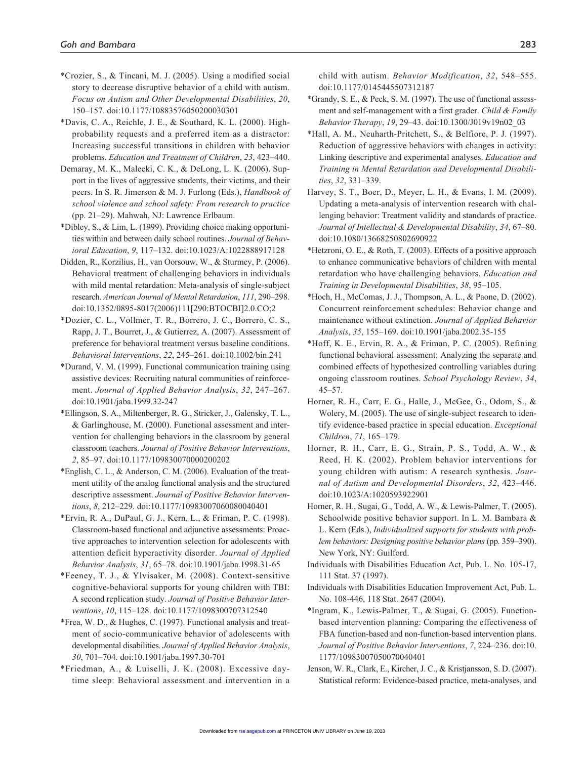*Crozier, S., & Tincani, M. J. (2005). Using a modified social story to decrease disruptive behavior of a child with autism. *Focus on Autism and Other Developmental Disabilities*, *20*, 150–157. doi:10.1177/10883576050200030301

*Davis, C. A., Reichle, J. E., & Southard, K. L. (2000). High-probability requests and a preferred item as a distractor: Increasing successful transitions in children with behavior problems. *Education and Treatment of Children*, *23*, 423–440.

Demaray, M. K., Malecki, C. K., & DeLong, L. K. (2006). Support in the lives of aggressive students, their victims, and their peers. In S. R. Jimerson & M. J. Furlong (Eds.), *Handbook of school violence and school safety: From research to practice* (pp. 21–29). Mahwah, NJ: Lawrence Erlbaum.

*Dibley, S., & Lim, L. (1999). Providing choice making opportunities within and between daily school routines. *Journal of Behavioral Education*, *9*, 117–132. doi:10.1023/A:1022888917128

Didden, R., Korzilius, H., van Oorsouw, W., & Sturmey, P. (2006). Behavioral treatment of challenging behaviors in individuals with mild mental retardation: Meta-analysis of single-subject research. *American Journal of Mental Retardation*, *111*, 290–298. doi:10.1352/0895-8017(2006)111[290:BTOCBI]2.0.CO;2

*Dozier, C. L., Vollmer, T. R., Borrero, J. C., Borrero, C. S., Rapp, J. T., Bourret, J., & Gutierrez, A. (2007). Assessment of preference for behavioral treatment versus baseline conditions. *Behavioral Interventions*, *22*, 245–261. doi:10.1002/bin.241

*Durand, V. M. (1999). Functional communication training using assistive devices: Recruiting natural communities of reinforcement. *Journal of Applied Behavior Analysis*, *32*, 247–267. doi:10.1901/jaba.1999.32-247

*Ellingson, S. A., Miltenberger, R. G., Stricker, J., Galensky, T. L., & Garlinghouse, M. (2000). Functional assessment and intervention for challenging behaviors in the classroom by general classroom teachers. *Journal of Positive Behavior Interventions*, *2*, 85–97. doi:10.1177/109830070000200202

*English, C. L., & Anderson, C. M. (2006). Evaluation of the treatment utility of the analog functional analysis and the structured descriptive assessment. *Journal of Positive Behavior Interventions*, *8*, 212–229. doi:10.1177/10983007060080040401

*Ervin, R. A., DuPaul, G. J., Kern, L., & Friman, P. C. (1998). Classroom-based functional and adjunctive assessments: Proactive approaches to intervention selection for adolescents with attention deficit hyperactivity disorder. *Journal of Applied Behavior Analysis*, *31*, 65–78. doi:10.1901/jaba.1998.31-65

*Feeney, T. J., & Ylvisaker, M. (2008). Context-sensitive cognitive-behavioral supports for young children with TBI: A second replication study. *Journal of Positive Behavior Interventions*, *10*, 115–128. doi:10.1177/1098300707312540

*Frea, W. D., & Hughes, C. (1997). Functional analysis and treatment of socio-communicative behavior of adolescents with developmental disabilities. *Journal of Applied Behavior Analysis*, *30*, 701–704. doi:10.1901/jaba.1997.30-701

*Friedman, A., & Luiselli, J. K. (2008). Excessive daytime sleep: Behavioral assessment and intervention in a child with autism. *Behavior Modification*, *32*, 548–555. doi:10.1177/0145445507312187

*Grandy, S. E., & Peck, S. M. (1997). The use of functional assessment and self-management with a first grader. *Child & Family Behavior Therapy*, *19*, 29–43. doi:10.1300/J019v19n02_03

*Hall, A. M., Neuharth-Pritchett, S., & Belfiore, P. J. (1997). Reduction of aggressive behaviors with changes in activity: Linking descriptive and experimental analyses. *Education and Training in Mental Retardation and Developmental Disabilities*, *32*, 331–339.

Harvey, S. T., Boer, D., Meyer, L. H., & Evans, I. M. (2009). Updating a meta-analysis of intervention research with challenging behavior: Treatment validity and standards of practice. *Journal of Intellectual & Developmental Disability*, *34*, 67–80. doi:10.1080/13668250802690922

*Hetzroni, O. E., & Roth, T. (2003). Effects of a positive approach to enhance communicative behaviors of children with mental retardation who have challenging behaviors. *Education and Training in Developmental Disabilities*, *38*, 95–105.

*Hoch, H., McComas, J. J., Thompson, A. L., & Paone, D. (2002). Concurrent reinforcement schedules: Behavior change and maintenance without extinction. *Journal of Applied Behavior Analysis*, *35*, 155–169. doi:10.1901/jaba.2002.35-155

*Hoff, K. E., Ervin, R. A., & Friman, P. C. (2005). Refining functional behavioral assessment: Analyzing the separate and combined effects of hypothesized controlling variables during ongoing classroom routines. *School Psychology Review*, *34*, 45–57.

Horner, R. H., Carr, E. G., Halle, J., McGee, G., Odom, S., & Wolery, M. (2005). The use of single-subject research to identify evidence-based practice in special education. *Exceptional Children*, *71*, 165–179.

Horner, R. H., Carr, E. G., Strain, P. S., Todd, A. W., & Reed, H. K. (2002). Problem behavior interventions for young children with autism: A research synthesis. *Journal of Autism and Developmental Disorders*, *32*, 423–446. doi:10.1023/A:1020593922901

Horner, R. H., Sugai, G., Todd, A. W., & Lewis-Palmer, T. (2005). Schoolwide positive behavior support. In L. M. Bambara & L. Kern (Eds.), *Individualized supports for students with problem behaviors: Designing positive behavior plans* (pp. 359–390). New York, NY: Guilford.

Individuals with Disabilities Education Act, Pub. L. No. 105-17, 111 Stat. 37 (1997).

Individuals with Disabilities Education Improvement Act, Pub. L. No. 108-446, 118 Stat. 2647 (2004).

*Ingram, K., Lewis-Palmer, T., & Sugai, G. (2005). Function-based intervention planning: Comparing the effectiveness of FBA function-based and non-function-based intervention plans. *Journal of Positive Behavior Interventions*, *7*, 224–236. doi:10.1177/10983007050070040401

Jenson, W. R., Clark, E., Kircher, J. C., & Kristjansson, S. D. (2007). Statistical reform: Evidence-based practice, meta-analyses, and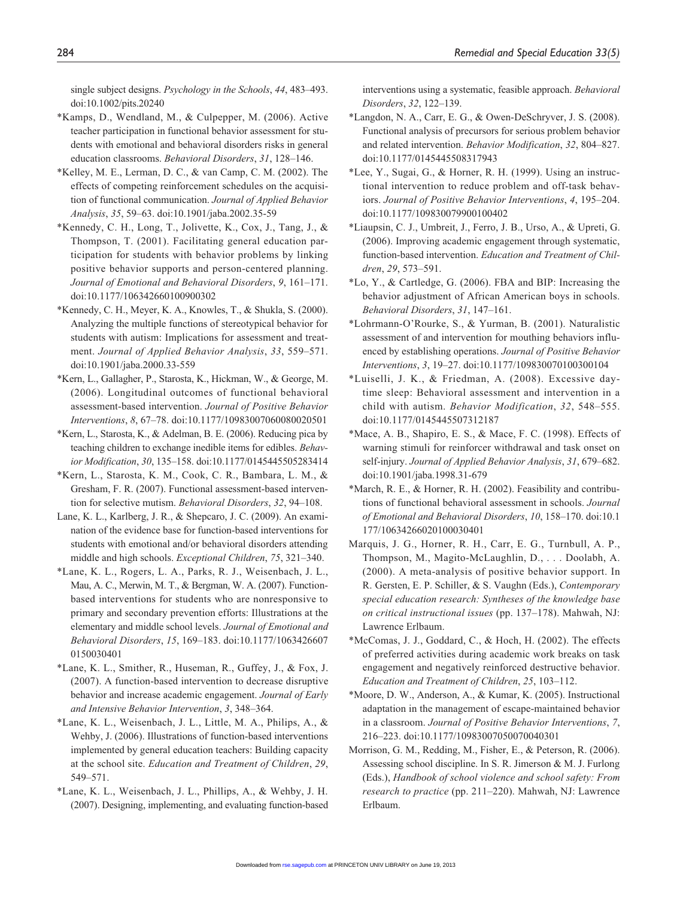single subject designs. *Psychology in the Schools*, *44*, 483–493. doi:10.1002/pits.20240

*Kamps, D., Wendland, M., & Culpepper, M. (2006). Active teacher participation in functional behavior assessment for students with emotional and behavioral disorders risks in general education classrooms. *Behavioral Disorders*, *31*, 128–146.

*Kelley, M. E., Lerman, D. C., & van Camp, C. M. (2002). The effects of competing reinforcement schedules on the acquisition of functional communication. *Journal of Applied Behavior Analysis*, *35*, 59–63. doi:10.1901/jaba.2002.35-59

*Kennedy, C. H., Long, T., Jolivette, K., Cox, J., Tang, J., & Thompson, T. (2001). Facilitating general education participation for students with behavior problems by linking positive behavior supports and person-centered planning. *Journal of Emotional and Behavioral Disorders*, *9*, 161–171. doi:10.1177/106342660100900302

*Kennedy, C. H., Meyer, K. A., Knowles, T., & Shukla, S. (2000). Analyzing the multiple functions of stereotypical behavior for students with autism: Implications for assessment and treatment. *Journal of Applied Behavior Analysis*, *33*, 559–571. doi:10.1901/jaba.2000.33-559

*Kern, L., Gallagher, P., Starosta, K., Hickman, W., & George, M. (2006). Longitudinal outcomes of functional behavioral assessment-based intervention. *Journal of Positive Behavior Interventions*, *8*, 67–78. doi:10.1177/10983007060080020501

*Kern, L., Starosta, K., & Adelman, B. E. (2006). Reducing pica by teaching children to exchange inedible items for edibles. *Behavior Modification*, *30*, 135–158. doi:10.1177/0145445505283414

*Kern, L., Starosta, K. M., Cook, C. R., Bambara, L. M., & Gresham, F. R. (2007). Functional assessment-based intervention for selective mutism. *Behavioral Disorders*, *32*, 94–108.

Lane, K. L., Karlberg, J. R., & Shepcaro, J. C. (2009). An examination of the evidence base for function-based interventions for students with emotional and/or behavioral disorders attending middle and high schools. *Exceptional Children*, *75*, 321–340.

*Lane, K. L., Rogers, L. A., Parks, R. J., Weisenbach, J. L., Mau, A. C., Merwin, M. T., & Bergman, W. A. (2007). Function-based interventions for students who are nonresponsive to primary and secondary prevention efforts: Illustrations at the elementary and middle school levels. *Journal of Emotional and Behavioral Disorders*, *15*, 169–183. doi:10.1177/10634266070150030401

*Lane, K. L., Smither, R., Huseman, R., Guffey, J., & Fox, J. (2007). A function-based intervention to decrease disruptive behavior and increase academic engagement. *Journal of Early and Intensive Behavior Intervention*, *3*, 348–364.

*Lane, K. L., Weisenbach, J. L., Little, M. A., Philips, A., & Wehby, J. (2006). Illustrations of function-based interventions implemented by general education teachers: Building capacity at the school site. *Education and Treatment of Children*, *29*, 549–571.

*Lane, K. L., Weisenbach, J. L., Phillips, A., & Wehby, J. H. (2007). Designing, implementing, and evaluating function-based interventions using a systematic, feasible approach. *Behavioral Disorders*, *32*, 122–139.

*Langdon, N. A., Carr, E. G., & Owen-DeSchryver, J. S. (2008). Functional analysis of precursors for serious problem behavior and related intervention. *Behavior Modification*, *32*, 804–827. doi:10.1177/0145445508317943

*Lee, Y., Sugai, G., & Horner, R. H. (1999). Using an instructional intervention to reduce problem and off-task behaviors. *Journal of Positive Behavior Interventions*, *4*, 195–204. doi:10.1177/109830079900100402

*Liaupsin, C. J., Umbreit, J., Ferro, J. B., Urso, A., & Upreti, G. (2006). Improving academic engagement through systematic, function-based intervention. *Education and Treatment of Children*, *29*, 573–591.

*Lo, Y., & Cartledge, G. (2006). FBA and BIP: Increasing the behavior adjustment of African American boys in schools. *Behavioral Disorders*, *31*, 147–161.

*Lohrmann-O'Rourke, S., & Yurman, B. (2001). Naturalistic assessment of and intervention for mouthing behaviors influenced by establishing operations. *Journal of Positive Behavior Interventions*, *3*, 19–27. doi:10.1177/109830070100300104

*Luiselli, J. K., & Friedman, A. (2008). Excessive daytime sleep: Behavioral assessment and intervention in a child with autism. *Behavior Modification*, *32*, 548–555. doi:10.1177/0145445507312187

*Mace, A. B., Shapiro, E. S., & Mace, F. C. (1998). Effects of warning stimuli for reinforcer withdrawal and task onset on self-injury. *Journal of Applied Behavior Analysis*, *31*, 679–682. doi:10.1901/jaba.1998.31-679

*March, R. E., & Horner, R. H. (2002). Feasibility and contributions of functional behavioral assessment in schools. *Journal of Emotional and Behavioral Disorders*, *10*, 158–170. doi:10.1177/10634266020100030401

Marquis, J. G., Horner, R. H., Carr, E. G., Turnbull, A. P., Thompson, M., Magito-McLaughlin, D., . . . Doolabh, A. (2000). A meta-analysis of positive behavior support. In R. Gersten, E. P. Schiller, & S. Vaughn (Eds.), *Contemporary special education research: Syntheses of the knowledge base on critical instructional issues* (pp. 137–178). Mahwah, NJ: Lawrence Erlbaum.

*McComas, J. J., Goddard, C., & Hoch, H. (2002). The effects of preferred activities during academic work breaks on task engagement and negatively reinforced destructive behavior. *Education and Treatment of Children*, *25*, 103–112.

*Moore, D. W., Anderson, A., & Kumar, K. (2005). Instructional adaptation in the management of escape-maintained behavior in a classroom. *Journal of Positive Behavior Interventions*, *7*, 216–223. doi:10.1177/10983007050070040301

Morrison, G. M., Redding, M., Fisher, E., & Peterson, R. (2006). Assessing school discipline. In S. R. Jimerson & M. J. Furlong (Eds.), *Handbook of school violence and school safety: From research to practice* (pp. 211–220). Mahwah, NJ: Lawrence Erlbaum.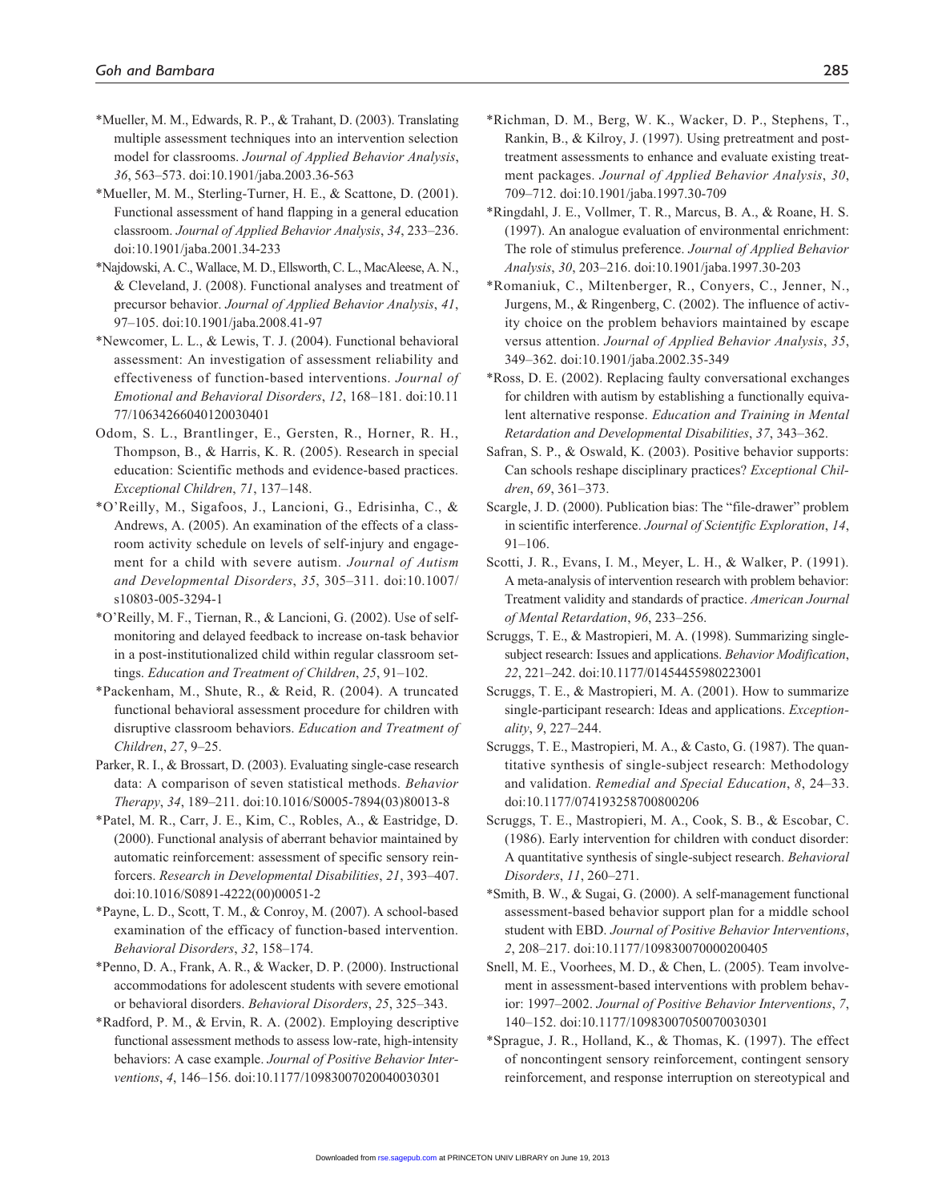*Mueller, M. M., Edwards, R. P., & Trahant, D. (2003). Translating multiple assessment techniques into an intervention selection model for classrooms. *Journal of Applied Behavior Analysis*, *36*, 563–573. doi:10.1901/jaba.2003.36-563

*Mueller, M. M., Sterling-Turner, H. E., & Scattone, D. (2001). Functional assessment of hand flapping in a general education classroom. *Journal of Applied Behavior Analysis*, *34*, 233–236. doi:10.1901/jaba.2001.34-233

*Najdowski, A. C., Wallace, M. D., Ellsworth, C. L., MacAleese, A. N., & Cleveland, J. (2008). Functional analyses and treatment of precursor behavior. *Journal of Applied Behavior Analysis*, *41*, 97–105. doi:10.1901/jaba.2008.41-97

*Newcomer, L. L., & Lewis, T. J. (2004). Functional behavioral assessment: An investigation of assessment reliability and effectiveness of function-based interventions. *Journal of Emotional and Behavioral Disorders*, *12*, 168–181. doi:10.1177/10634266040120030401

Odom, S. L., Brantlinger, E., Gersten, R., Horner, R. H., Thompson, B., & Harris, K. R. (2005). Research in special education: Scientific methods and evidence-based practices. *Exceptional Children*, *71*, 137–148.

*O'Reilly, M., Sigafoos, J., Lancioni, G., Edrisinha, C., & Andrews, A. (2005). An examination of the effects of a classroom activity schedule on levels of self-injury and engagement for a child with severe autism. *Journal of Autism and Developmental Disorders*, *35*, 305–311. doi:10.1007/s10803-005-3294-1

*O'Reilly, M. F., Tiernan, R., & Lancioni, G. (2002). Use of self-monitoring and delayed feedback to increase on-task behavior in a post-institutionalized child within regular classroom settings. *Education and Treatment of Children*, *25*, 91–102.

*Packenham, M., Shute, R., & Reid, R. (2004). A truncated functional behavioral assessment procedure for children with disruptive classroom behaviors. *Education and Treatment of Children*, *27*, 9–25.

Parker, R. I., & Brossart, D. (2003). Evaluating single-case research data: A comparison of seven statistical methods. *Behavior Therapy*, *34*, 189–211. doi:10.1016/S0005-7894(03)80013-8

*Patel, M. R., Carr, J. E., Kim, C., Robles, A., & Eastridge, D. (2000). Functional analysis of aberrant behavior maintained by automatic reinforcement: assessment of specific sensory reinforcers. *Research in Developmental Disabilities*, *21*, 393–407. doi:10.1016/S0891-4222(00)00051-2

*Payne, L. D., Scott, T. M., & Conroy, M. (2007). A school-based examination of the efficacy of function-based intervention. *Behavioral Disorders*, *32*, 158–174.

*Penno, D. A., Frank, A. R., & Wacker, D. P. (2000). Instructional accommodations for adolescent students with severe emotional or behavioral disorders. *Behavioral Disorders*, *25*, 325–343.

*Radford, P. M., & Ervin, R. A. (2002). Employing descriptive functional assessment methods to assess low-rate, high-intensity behaviors: A case example. *Journal of Positive Behavior Interventions*, *4*, 146–156. doi:10.1177/10983007020040030301

*Richman, D. M., Berg, W. K., Wacker, D. P., Stephens, T., Rankin, B., & Kilroy, J. (1997). Using pretreatment and posttreatment assessments to enhance and evaluate existing treatment packages. *Journal of Applied Behavior Analysis*, *30*, 709–712. doi:10.1901/jaba.1997.30-709

*Ringdahl, J. E., Vollmer, T. R., Marcus, B. A., & Roane, H. S. (1997). An analogue evaluation of environmental enrichment: The role of stimulus preference. *Journal of Applied Behavior Analysis*, *30*, 203–216. doi:10.1901/jaba.1997.30-203

*Romaniuk, C., Miltenberger, R., Conyers, C., Jenner, N., Jurgens, M., & Ringenberg, C. (2002). The influence of activity choice on the problem behaviors maintained by escape versus attention. *Journal of Applied Behavior Analysis*, *35*, 349–362. doi:10.1901/jaba.2002.35-349

*Ross, D. E. (2002). Replacing faulty conversational exchanges for children with autism by establishing a functionally equivalent alternative response. *Education and Training in Mental Retardation and Developmental Disabilities*, *37*, 343–362.

Safran, S. P., & Oswald, K. (2003). Positive behavior supports: Can schools reshape disciplinary practices? *Exceptional Children*, *69*, 361–373.

Scargle, J. D. (2000). Publication bias: The "file-drawer" problem in scientific interference. *Journal of Scientific Exploration*, *14*, 91–106.

Scotti, J. R., Evans, I. M., Meyer, L. H., & Walker, P. (1991). A meta-analysis of intervention research with problem behavior: Treatment validity and standards of practice. *American Journal of Mental Retardation*, *96*, 233–256.

Scruggs, T. E., & Mastropieri, M. A. (1998). Summarizing single-subject research: Issues and applications. *Behavior Modification*, *22*, 221–242. doi:10.1177/01454455980223001

Scruggs, T. E., & Mastropieri, M. A. (2001). How to summarize single-participant research: Ideas and applications. *Exceptionality*, *9*, 227–244.

Scruggs, T. E., Mastropieri, M. A., & Casto, G. (1987). The quantitative synthesis of single-subject research: Methodology and validation. *Remedial and Special Education*, *8*, 24–33. doi:10.1177/074193258700800206

Scruggs, T. E., Mastropieri, M. A., Cook, S. B., & Escobar, C. (1986). Early intervention for children with conduct disorder: A quantitative synthesis of single-subject research. *Behavioral Disorders*, *11*, 260–271.

*Smith, B. W., & Sugai, G. (2000). A self-management functional assessment-based behavior support plan for a middle school student with EBD. *Journal of Positive Behavior Interventions*, *2*, 208–217. doi:10.1177/109830070000200405

Snell, M. E., Voorhees, M. D., & Chen, L. (2005). Team involvement in assessment-based interventions with problem behavior: 1997–2002. *Journal of Positive Behavior Interventions*, *7*, 140–152. doi:10.1177/10983007050070030301

*Sprague, J. R., Holland, K., & Thomas, K. (1997). The effect of noncontingent sensory reinforcement, contingent sensory reinforcement, and response interruption on stereotypical and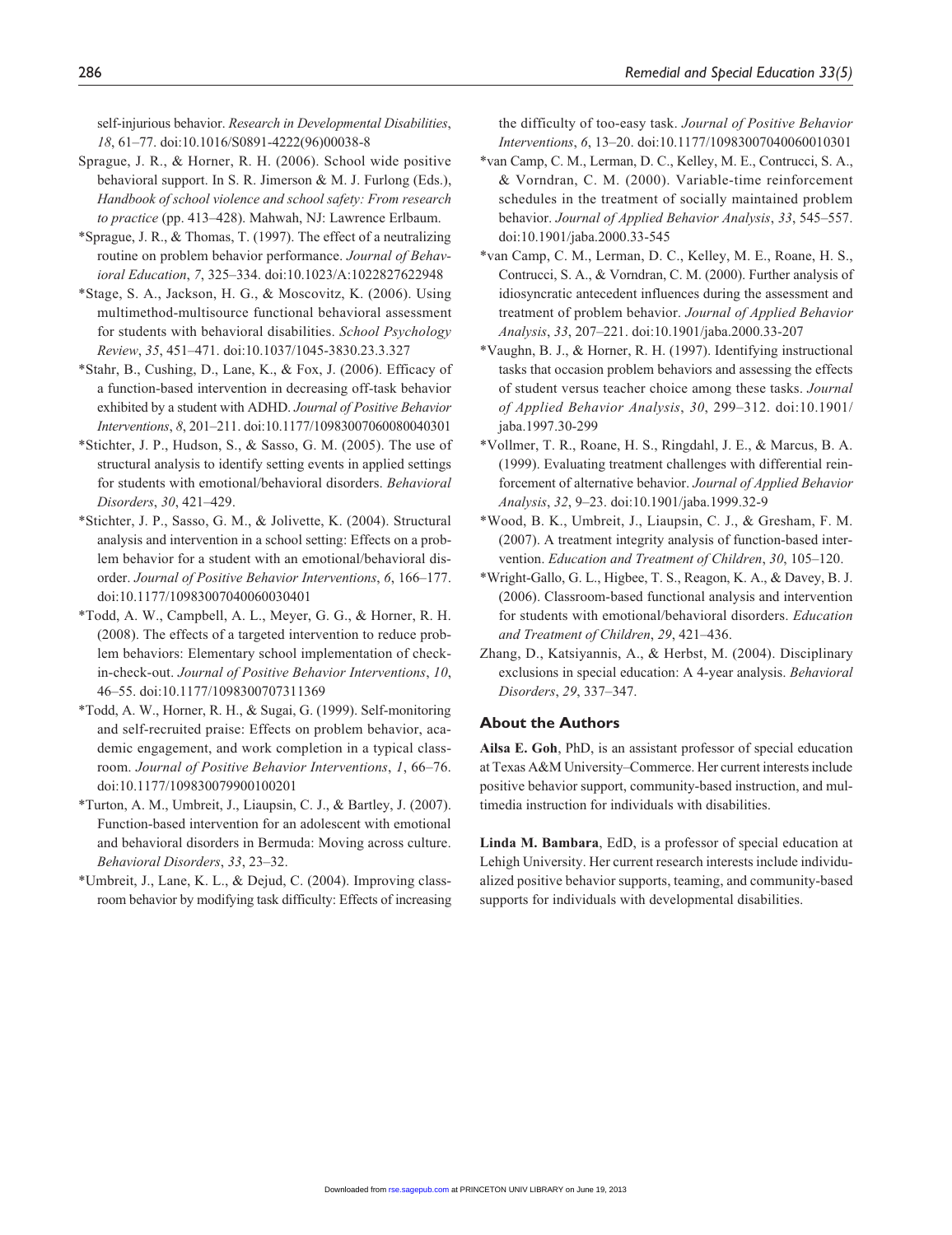self-injurious behavior. *Research in Developmental Disabilities*, *18*, 61–77. doi:10.1016/S0891-4222(96)00038-8

Sprague, J. R., & Horner, R. H. (2006). School wide positive behavioral support. In S. R. Jimerson & M. J. Furlong (Eds.), *Handbook of school violence and school safety: From research to practice* (pp. 413–428). Mahwah, NJ: Lawrence Erlbaum.

*Sprague, J. R., & Thomas, T. (1997). The effect of a neutralizing routine on problem behavior performance. *Journal of Behavioral Education*, *7*, 325–334. doi:10.1023/A:1022827622948

*Stage, S. A., Jackson, H. G., & Moscovitz, K. (2006). Using multimethod-multisource functional behavioral assessment for students with behavioral disabilities. *School Psychology Review*, *35*, 451–471. doi:10.1037/1045-3830.23.3.327

*Stahr, B., Cushing, D., Lane, K., & Fox, J. (2006). Efficacy of a function-based intervention in decreasing off-task behavior exhibited by a student with ADHD. *Journal of Positive Behavior Interventions*, *8*, 201–211. doi:10.1177/10983007060080040301

*Stichter, J. P., Hudson, S., & Sasso, G. M. (2005). The use of structural analysis to identify setting events in applied settings for students with emotional/behavioral disorders. *Behavioral Disorders*, *30*, 421–429.

*Stichter, J. P., Sasso, G. M., & Jolivette, K. (2004). Structural analysis and intervention in a school setting: Effects on a problem behavior for a student with an emotional/behavioral disorder. *Journal of Positive Behavior Interventions*, *6*, 166–177. doi:10.1177/10983007040060030401

*Todd, A. W., Campbell, A. L., Meyer, G. G., & Horner, R. H. (2008). The effects of a targeted intervention to reduce problem behaviors: Elementary school implementation of check-in-check-out. *Journal of Positive Behavior Interventions*, *10*, 46–55. doi:10.1177/1098300707311369

*Todd, A. W., Horner, R. H., & Sugai, G. (1999). Self-monitoring and self-recruited praise: Effects on problem behavior, academic engagement, and work completion in a typical classroom. *Journal of Positive Behavior Interventions*, *1*, 66–76. doi:10.1177/109830079900100201

*Turton, A. M., Umbreit, J., Liaupsin, C. J., & Bartley, J. (2007). Function-based intervention for an adolescent with emotional and behavioral disorders in Bermuda: Moving across culture. *Behavioral Disorders*, *33*, 23–32.

*Umbreit, J., Lane, K. L., & Dejud, C. (2004). Improving classroom behavior by modifying task difficulty: Effects of increasing the difficulty of too-easy task. *Journal of Positive Behavior Interventions*, *6*, 13–20. doi:10.1177/10983007040060010301

*van Camp, C. M., Lerman, D. C., Kelley, M. E., Contrucci, S. A., & Vorndran, C. M. (2000). Variable-time reinforcement schedules in the treatment of socially maintained problem behavior. *Journal of Applied Behavior Analysis*, *33*, 545–557. doi:10.1901/jaba.2000.33-545

*van Camp, C. M., Lerman, D. C., Kelley, M. E., Roane, H. S., Contrucci, S. A., & Vorndran, C. M. (2000). Further analysis of idiosyncratic antecedent influences during the assessment and treatment of problem behavior. *Journal of Applied Behavior Analysis*, *33*, 207–221. doi:10.1901/jaba.2000.33-207

*Vaughn, B. J., & Horner, R. H. (1997). Identifying instructional tasks that occasion problem behaviors and assessing the effects of student versus teacher choice among these tasks. *Journal of Applied Behavior Analysis*, *30*, 299–312. doi:10.1901/jaba.1997.30-299

*Vollmer, T. R., Roane, H. S., Ringdahl, J. E., & Marcus, B. A. (1999). Evaluating treatment challenges with differential reinforcement of alternative behavior. *Journal of Applied Behavior Analysis*, *32*, 9–23. doi:10.1901/jaba.1999.32-9

*Wood, B. K., Umbreit, J., Liaupsin, C. J., & Gresham, F. M. (2007). A treatment integrity analysis of function-based intervention. *Education and Treatment of Children*, *30*, 105–120.

*Wright-Gallo, G. L., Higbee, T. S., Reagon, K. A., & Davey, B. J. (2006). Classroom-based functional analysis and intervention for students with emotional/behavioral disorders. *Education and Treatment of Children*, *29*, 421–436.

Zhang, D., Katsiyannis, A., & Herbst, M. (2004). Disciplinary exclusions in special education: A 4-year analysis. *Behavioral Disorders*, *29*, 337–347.

## About the Authors

**Ailsa E. Goh**, PhD, is an assistant professor of special education at Texas A&M University–Commerce. Her current interests include positive behavior support, community-based instruction, and multimedia instruction for individuals with disabilities.

**Linda M. Bambara**, EdD, is a professor of special education at Lehigh University. Her current research interests include individualized positive behavior supports, teaming, and community-based supports for individuals with developmental disabilities.